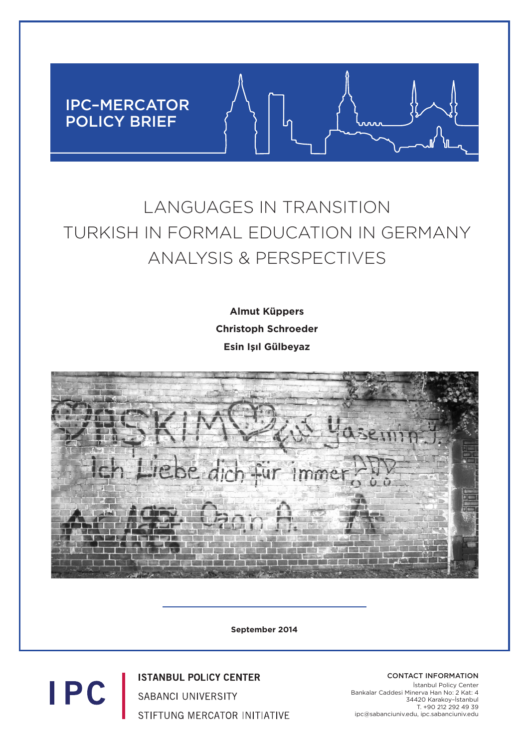IPC–MERCATOR POLICY BRIEF

# LANGUAGES IN TRANSITION
# TURKISH IN FORMAL EDUCATION IN GERMANY
# ANALYSIS & PERSPECTIVES

**Almut Küppers**

**Christoph Schroeder**

**Esin Işıl Gülbeyaz**

**September 2014**

**ISTANBUL POLICY CENTER**
SABANCI UNIVERSITY
STIFTUNG MERCATOR INITIATIVE

CONTACT INFORMATION
İstanbul Policy Center
Bankalar Caddesi Minerva Han No: 2 Kat: 4
34420 Karakoy–İstanbul
T. +90 212 292 49 39
ipc@sabanciuniv.edu, ipc.sabanciuniv.edu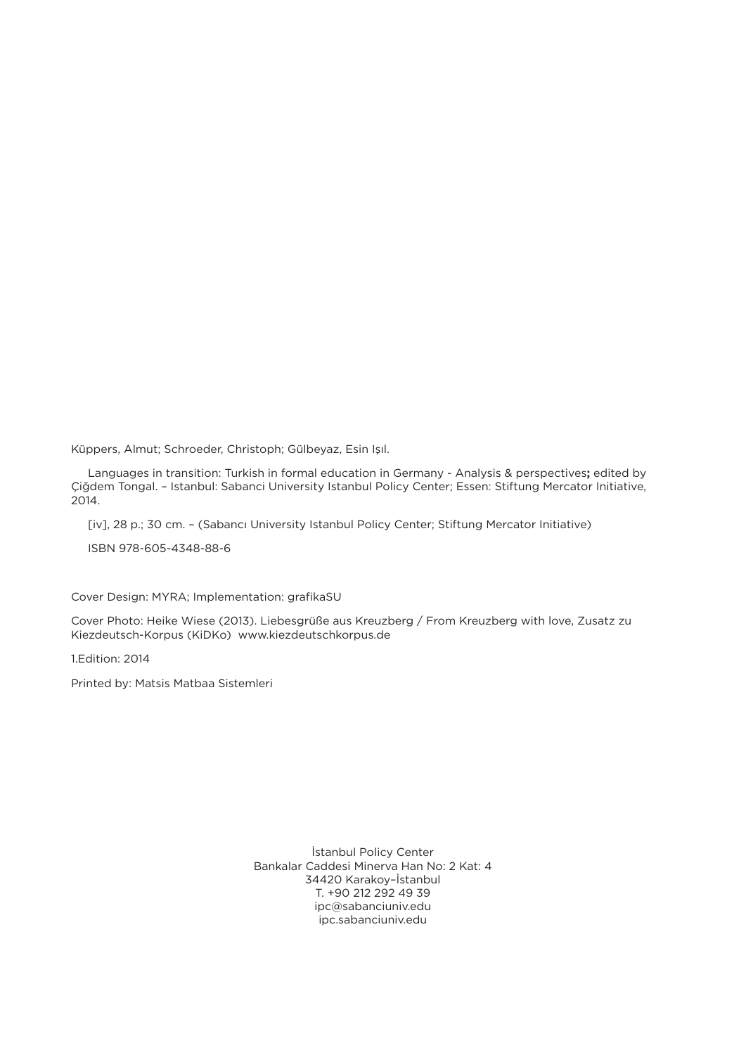Küppers, Almut; Schroeder, Christoph; Gülbeyaz, Esin Işıl.

Languages in transition: Turkish in formal education in Germany - Analysis & perspectives**;** edited by Çiğdem Tongal. – Istanbul: Sabanci University Istanbul Policy Center; Essen: Stiftung Mercator Initiative, 2014.

[iv], 28 p.; 30 cm. – (Sabancı University Istanbul Policy Center; Stiftung Mercator Initiative)

ISBN 978-605-4348-88-6

Cover Design: MYRA; Implementation: grafikaSU

Cover Photo: Heike Wiese (2013). Liebesgrüße aus Kreuzberg / From Kreuzberg with love, Zusatz zu Kiezdeutsch-Korpus (KiDKo) www.kiezdeutschkorpus.de

1.Edition: 2014

Printed by: Matsis Matbaa Sistemleri

İstanbul Policy Center
Bankalar Caddesi Minerva Han No: 2 Kat: 4
34420 Karakoy–İstanbul
T. +90 212 292 49 39
ipc@sabanciuniv.edu
ipc.sabanciuniv.edu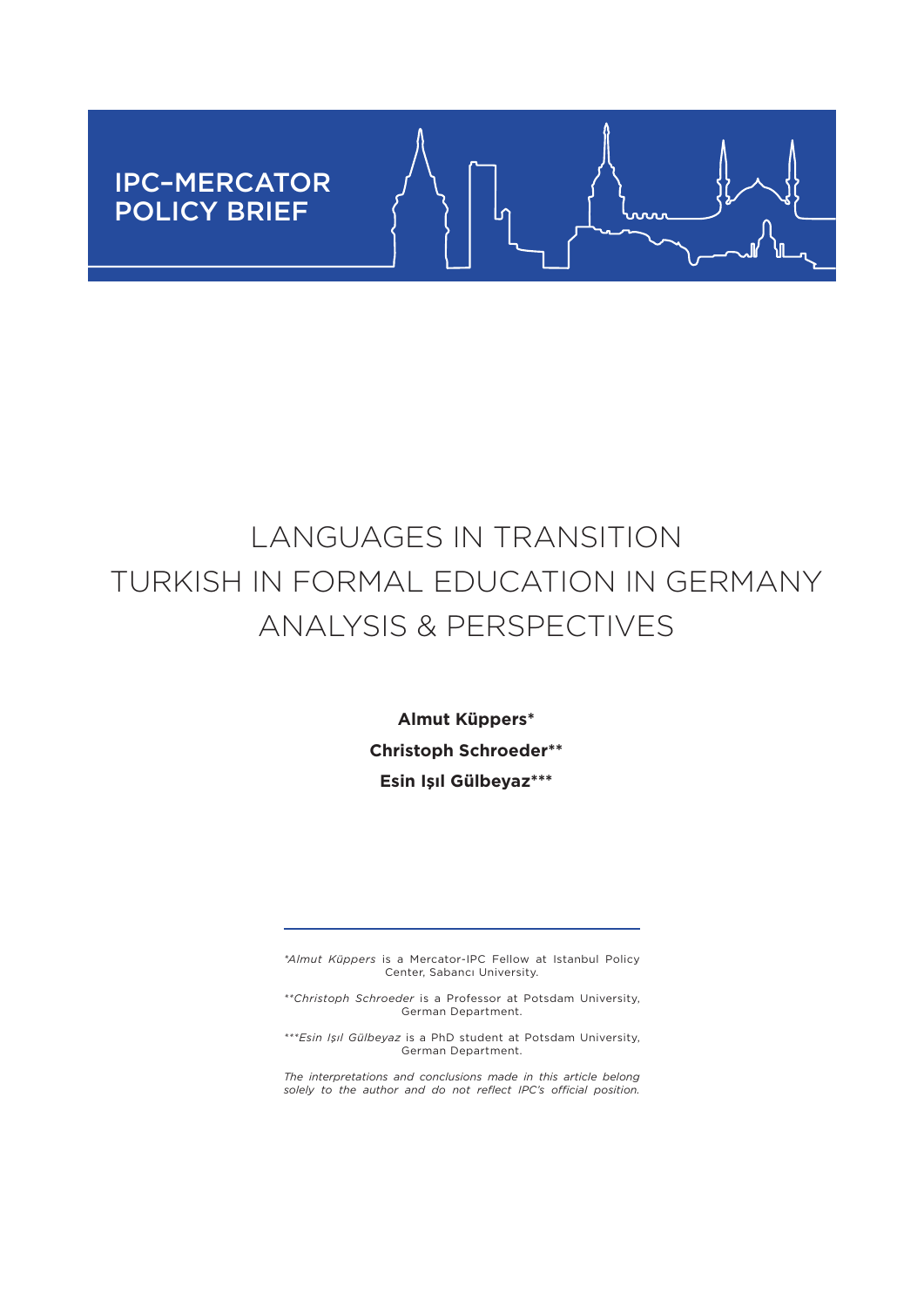IPC–MERCATOR POLICY BRIEF

# LANGUAGES IN TRANSITION
# TURKISH IN FORMAL EDUCATION IN GERMANY
# ANALYSIS & PERSPECTIVES

**Almut Küppers***

**Christoph Schroeder****

**Esin Işıl Gülbeyaz*****

---

**Almut Küppers* is a Mercator-IPC Fellow at Istanbul Policy Center, Sabancı University.

***Christoph Schroeder* is a Professor at Potsdam University, German Department.

****Esin Işıl Gülbeyaz* is a PhD student at Potsdam University, German Department.

*The interpretations and conclusions made in this article belong solely to the author and do not reflect IPC's official position.*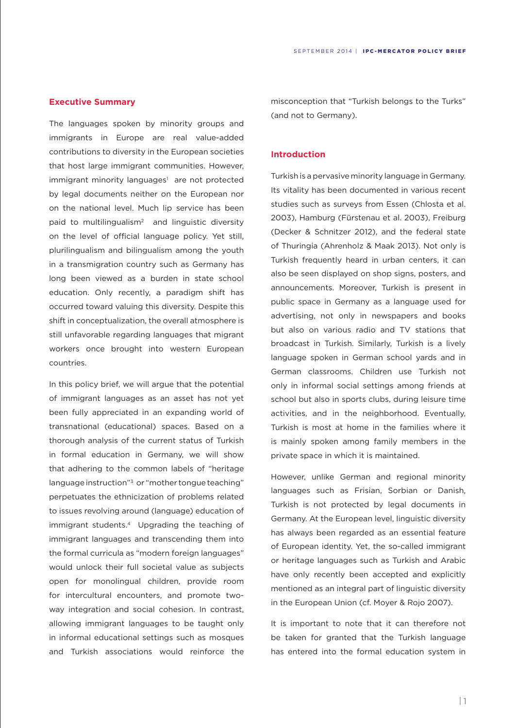## Executive Summary

The languages spoken by minority groups and immigrants in Europe are real value-added contributions to diversity in the European societies that host large immigrant communities. However, immigrant minority languages[1] are not protected by legal documents neither on the European nor on the national level. Much lip service has been paid to multilingualism[2] and linguistic diversity on the level of official language policy. Yet still, plurilingualism and bilingualism among the youth in a transmigration country such as Germany has long been viewed as a burden in state school education. Only recently, a paradigm shift has occurred toward valuing this diversity. Despite this shift in conceptualization, the overall atmosphere is still unfavorable regarding languages that migrant workers once brought into western European countries.

In this policy brief, we will argue that the potential of immigrant languages as an asset has not yet been fully appreciated in an expanding world of transnational (educational) spaces. Based on a thorough analysis of the current status of Turkish in formal education in Germany, we will show that adhering to the common labels of "heritage language instruction"[3] or "mother tongue teaching" perpetuates the ethnicization of problems related to issues revolving around (language) education of immigrant students.[4] Upgrading the teaching of immigrant languages and transcending them into the formal curricula as "modern foreign languages" would unlock their full societal value as subjects open for monolingual children, provide room for intercultural encounters, and promote two-way integration and social cohesion. In contrast, allowing immigrant languages to be taught only in informal educational settings such as mosques and Turkish associations would reinforce the misconception that "Turkish belongs to the Turks" (and not to Germany).

## Introduction

Turkish is a pervasive minority language in Germany. Its vitality has been documented in various recent studies such as surveys from Essen (Chlosta et al. 2003), Hamburg (Fürstenau et al. 2003), Freiburg (Decker & Schnitzer 2012), and the federal state of Thuringia (Ahrenholz & Maak 2013). Not only is Turkish frequently heard in urban centers, it can also be seen displayed on shop signs, posters, and announcements. Moreover, Turkish is present in public space in Germany as a language used for advertising, not only in newspapers and books but also on various radio and TV stations that broadcast in Turkish. Similarly, Turkish is a lively language spoken in German school yards and in German classrooms. Children use Turkish not only in informal social settings among friends at school but also in sports clubs, during leisure time activities, and in the neighborhood. Eventually, Turkish is most at home in the families where it is mainly spoken among family members in the private space in which it is maintained.

However, unlike German and regional minority languages such as Frisian, Sorbian or Danish, Turkish is not protected by legal documents in Germany. At the European level, linguistic diversity has always been regarded as an essential feature of European identity. Yet, the so-called immigrant or heritage languages such as Turkish and Arabic have only recently been accepted and explicitly mentioned as an integral part of linguistic diversity in the European Union (cf. Moyer & Rojo 2007).

It is important to note that it can therefore not be taken for granted that the Turkish language has entered into the formal education system in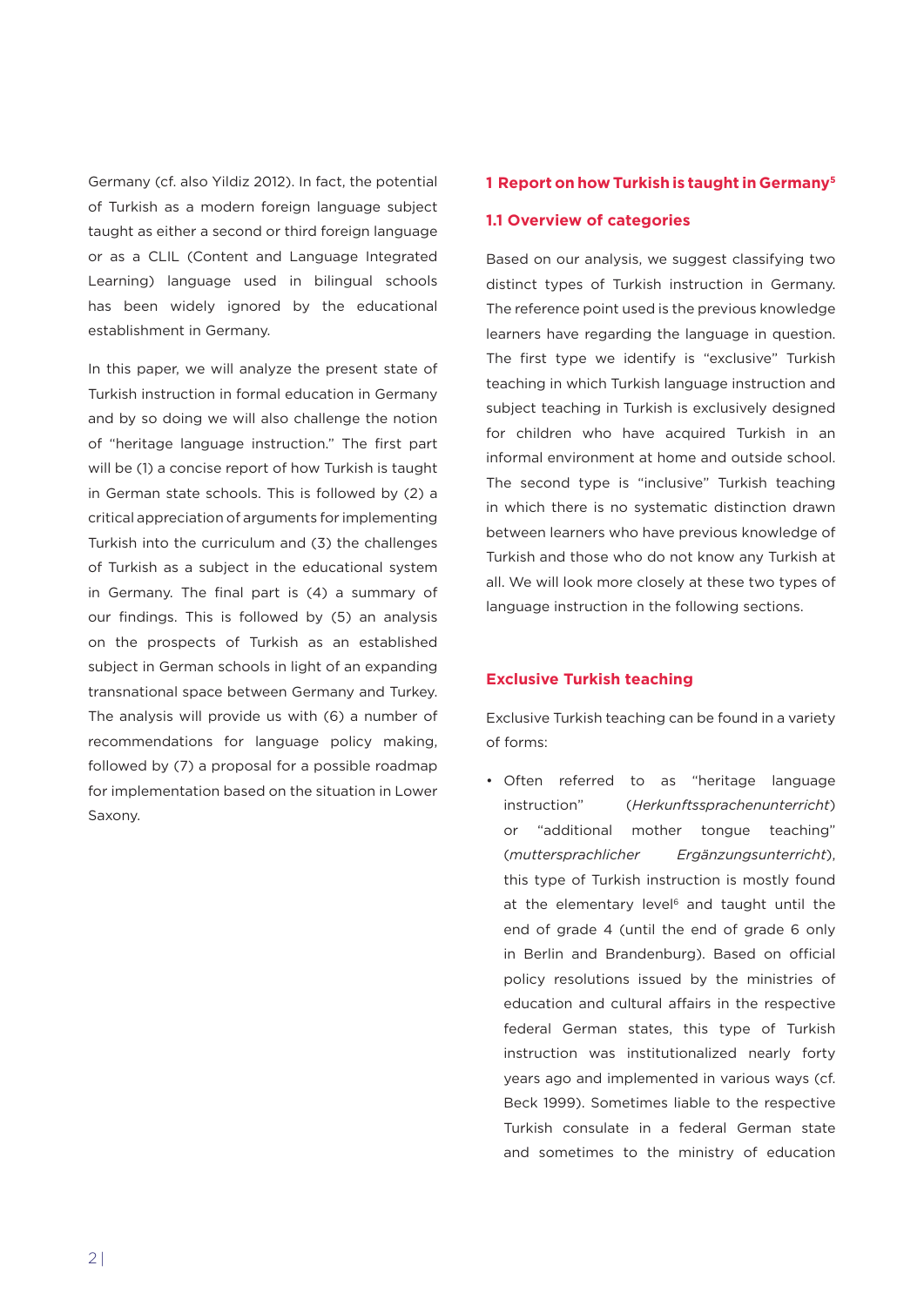Germany (cf. also Yildiz 2012). In fact, the potential of Turkish as a modern foreign language subject taught as either a second or third foreign language or as a CLIL (Content and Language Integrated Learning) language used in bilingual schools has been widely ignored by the educational establishment in Germany.

In this paper, we will analyze the present state of Turkish instruction in formal education in Germany and by so doing we will also challenge the notion of "heritage language instruction." The first part will be (1) a concise report of how Turkish is taught in German state schools. This is followed by (2) a critical appreciation of arguments for implementing Turkish into the curriculum and (3) the challenges of Turkish as a subject in the educational system in Germany. The final part is (4) a summary of our findings. This is followed by (5) an analysis on the prospects of Turkish as an established subject in German schools in light of an expanding transnational space between Germany and Turkey. The analysis will provide us with (6) a number of recommendations for language policy making, followed by (7) a proposal for a possible roadmap for implementation based on the situation in Lower Saxony.

## 1 Report on how Turkish is taught in Germany[5]

### 1.1 Overview of categories

Based on our analysis, we suggest classifying two distinct types of Turkish instruction in Germany. The reference point used is the previous knowledge learners have regarding the language in question. The first type we identify is "exclusive" Turkish teaching in which Turkish language instruction and subject teaching in Turkish is exclusively designed for children who have acquired Turkish in an informal environment at home and outside school. The second type is "inclusive" Turkish teaching in which there is no systematic distinction drawn between learners who have previous knowledge of Turkish and those who do not know any Turkish at all. We will look more closely at these two types of language instruction in the following sections.

### Exclusive Turkish teaching

Exclusive Turkish teaching can be found in a variety of forms:

- Often referred to as "heritage language instruction" (*Herkunftssprachenunterricht*) or "additional mother tongue teaching" (*muttersprachlicher Ergänzungsunterricht*), this type of Turkish instruction is mostly found at the elementary level[6] and taught until the end of grade 4 (until the end of grade 6 only in Berlin and Brandenburg). Based on official policy resolutions issued by the ministries of education and cultural affairs in the respective federal German states, this type of Turkish instruction was institutionalized nearly forty years ago and implemented in various ways (cf. Beck 1999). Sometimes liable to the respective Turkish consulate in a federal German state and sometimes to the ministry of education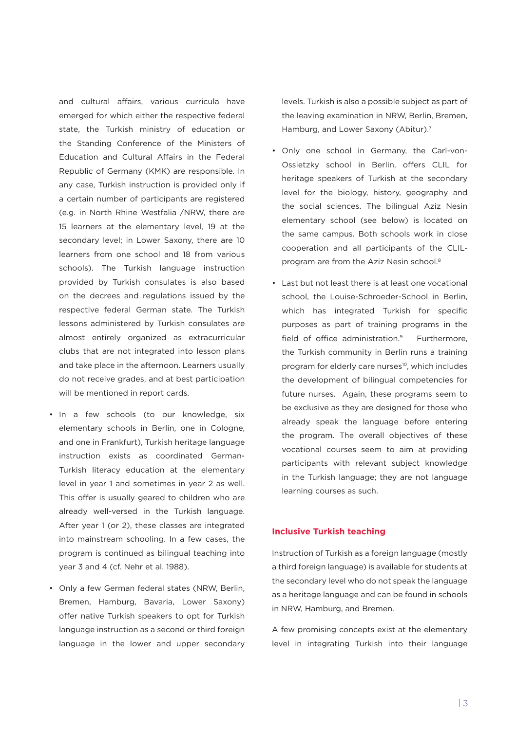and cultural affairs, various curricula have emerged for which either the respective federal state, the Turkish ministry of education or the Standing Conference of the Ministers of Education and Cultural Affairs in the Federal Republic of Germany (KMK) are responsible. In any case, Turkish instruction is provided only if a certain number of participants are registered (e.g. in North Rhine Westfalia /NRW, there are 15 learners at the elementary level, 19 at the secondary level; in Lower Saxony, there are 10 learners from one school and 18 from various schools). The Turkish language instruction provided by Turkish consulates is also based on the decrees and regulations issued by the respective federal German state. The Turkish lessons administered by Turkish consulates are almost entirely organized as extracurricular clubs that are not integrated into lesson plans and take place in the afternoon. Learners usually do not receive grades, and at best participation will be mentioned in report cards.

- In a few schools (to our knowledge, six elementary schools in Berlin, one in Cologne, and one in Frankfurt), Turkish heritage language instruction exists as coordinated German-Turkish literacy education at the elementary level in year 1 and sometimes in year 2 as well. This offer is usually geared to children who are already well-versed in the Turkish language. After year 1 (or 2), these classes are integrated into mainstream schooling. In a few cases, the program is continued as bilingual teaching into year 3 and 4 (cf. Nehr et al. 1988).
- Only a few German federal states (NRW, Berlin, Bremen, Hamburg, Bavaria, Lower Saxony) offer native Turkish speakers to opt for Turkish language instruction as a second or third foreign language in the lower and upper secondary levels. Turkish is also a possible subject as part of the leaving examination in NRW, Berlin, Bremen, Hamburg, and Lower Saxony (Abitur).[7]
- Only one school in Germany, the Carl-von-Ossietzky school in Berlin, offers CLIL for heritage speakers of Turkish at the secondary level for the biology, history, geography and the social sciences. The bilingual Aziz Nesin elementary school (see below) is located on the same campus. Both schools work in close cooperation and all participants of the CLIL-program are from the Aziz Nesin school.[8]
- Last but not least there is at least one vocational school, the Louise-Schroeder-School in Berlin, which has integrated Turkish for specific purposes as part of training programs in the field of office administration.[9] Furthermore, the Turkish community in Berlin runs a training program for elderly care nurses[10], which includes the development of bilingual competencies for future nurses. Again, these programs seem to be exclusive as they are designed for those who already speak the language before entering the program. The overall objectives of these vocational courses seem to aim at providing participants with relevant subject knowledge in the Turkish language; they are not language learning courses as such.

## Inclusive Turkish teaching

Instruction of Turkish as a foreign language (mostly a third foreign language) is available for students at the secondary level who do not speak the language as a heritage language and can be found in schools in NRW, Hamburg, and Bremen.

A few promising concepts exist at the elementary level in integrating Turkish into their language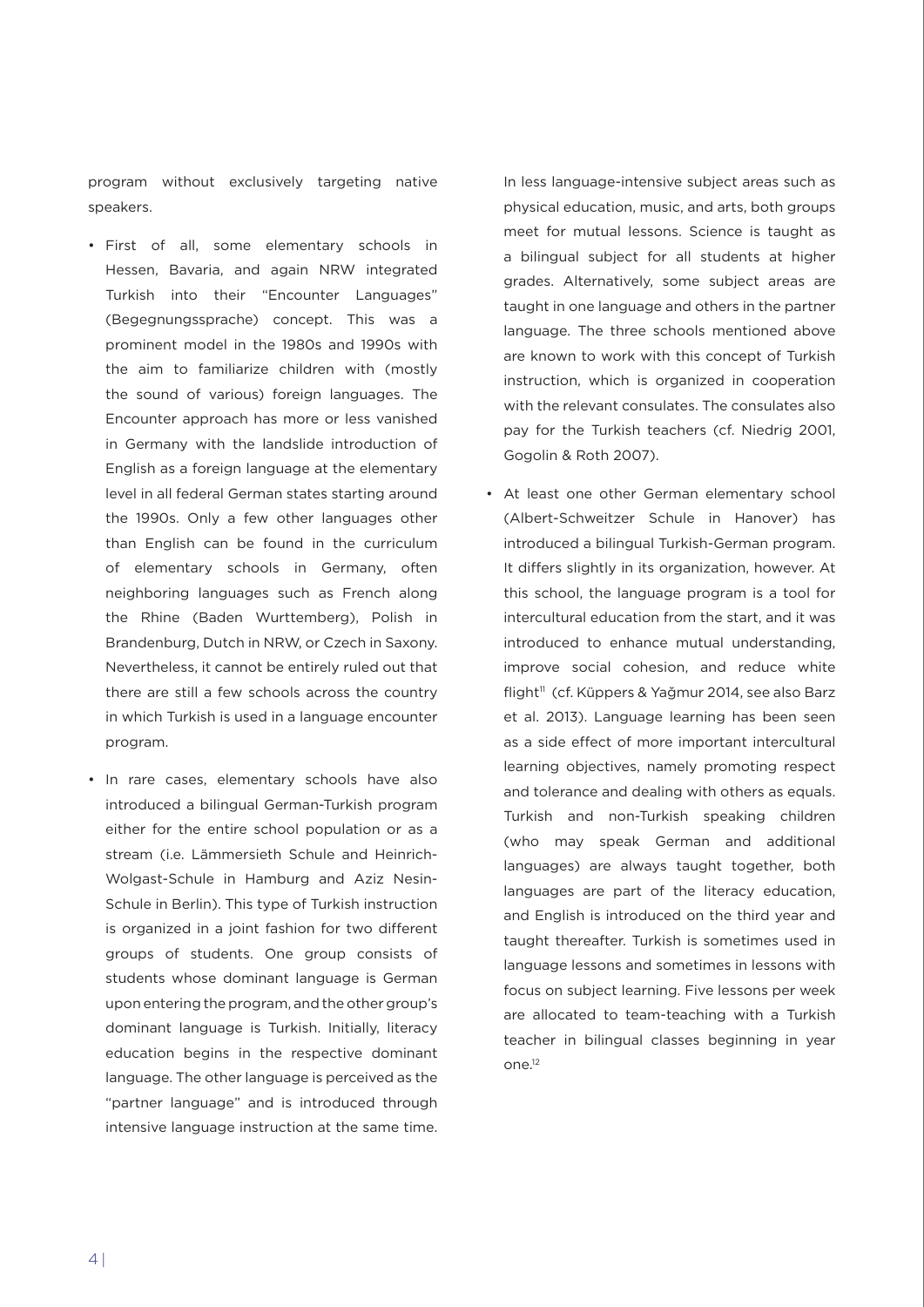program without exclusively targeting native speakers.

- First of all, some elementary schools in Hessen, Bavaria, and again NRW integrated Turkish into their "Encounter Languages" (Begegnungssprache) concept. This was a prominent model in the 1980s and 1990s with the aim to familiarize children with (mostly the sound of various) foreign languages. The Encounter approach has more or less vanished in Germany with the landslide introduction of English as a foreign language at the elementary level in all federal German states starting around the 1990s. Only a few other languages other than English can be found in the curriculum of elementary schools in Germany, often neighboring languages such as French along the Rhine (Baden Wurttemberg), Polish in Brandenburg, Dutch in NRW, or Czech in Saxony. Nevertheless, it cannot be entirely ruled out that there are still a few schools across the country in which Turkish is used in a language encounter program.

- In rare cases, elementary schools have also introduced a bilingual German-Turkish program either for the entire school population or as a stream (i.e. Lämmersieth Schule and Heinrich-Wolgast-Schule in Hamburg and Aziz Nesin-Schule in Berlin). This type of Turkish instruction is organized in a joint fashion for two different groups of students. One group consists of students whose dominant language is German upon entering the program, and the other group's dominant language is Turkish. Initially, literacy education begins in the respective dominant language. The other language is perceived as the "partner language" and is introduced through intensive language instruction at the same time. In less language-intensive subject areas such as physical education, music, and arts, both groups meet for mutual lessons. Science is taught as a bilingual subject for all students at higher grades. Alternatively, some subject areas are taught in one language and others in the partner language. The three schools mentioned above are known to work with this concept of Turkish instruction, which is organized in cooperation with the relevant consulates. The consulates also pay for the Turkish teachers (cf. Niedrig 2001, Gogolin & Roth 2007).

- At least one other German elementary school (Albert-Schweitzer Schule in Hanover) has introduced a bilingual Turkish-German program. It differs slightly in its organization, however. At this school, the language program is a tool for intercultural education from the start, and it was introduced to enhance mutual understanding, improve social cohesion, and reduce white flight[11] (cf. Küppers & Yağmur 2014, see also Barz et al. 2013). Language learning has been seen as a side effect of more important intercultural learning objectives, namely promoting respect and tolerance and dealing with others as equals. Turkish and non-Turkish speaking children (who may speak German and additional languages) are always taught together, both languages are part of the literacy education, and English is introduced on the third year and taught thereafter. Turkish is sometimes used in language lessons and sometimes in lessons with focus on subject learning. Five lessons per week are allocated to team-teaching with a Turkish teacher in bilingual classes beginning in year one.[12]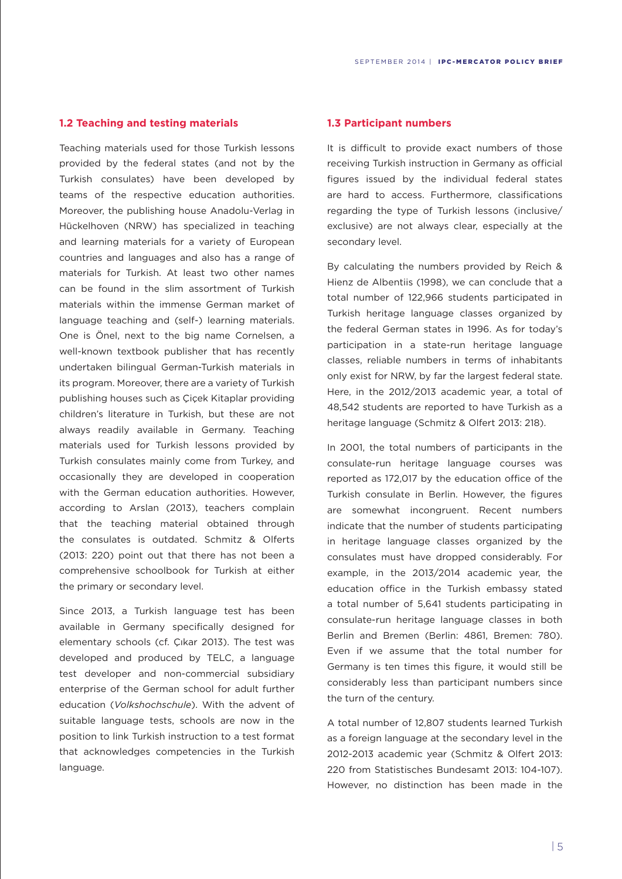### 1.2 Teaching and testing materials

Teaching materials used for those Turkish lessons provided by the federal states (and not by the Turkish consulates) have been developed by teams of the respective education authorities. Moreover, the publishing house Anadolu-Verlag in Hückelhoven (NRW) has specialized in teaching and learning materials for a variety of European countries and languages and also has a range of materials for Turkish. At least two other names can be found in the slim assortment of Turkish materials within the immense German market of language teaching and (self-) learning materials. One is Önel, next to the big name Cornelsen, a well-known textbook publisher that has recently undertaken bilingual German-Turkish materials in its program. Moreover, there are a variety of Turkish publishing houses such as Çiçek Kitaplar providing children's literature in Turkish, but these are not always readily available in Germany. Teaching materials used for Turkish lessons provided by Turkish consulates mainly come from Turkey, and occasionally they are developed in cooperation with the German education authorities. However, according to Arslan (2013), teachers complain that the teaching material obtained through the consulates is outdated. Schmitz & Olferts (2013: 220) point out that there has not been a comprehensive schoolbook for Turkish at either the primary or secondary level.

Since 2013, a Turkish language test has been available in Germany specifically designed for elementary schools (cf. Çıkar 2013). The test was developed and produced by TELC, a language test developer and non-commercial subsidiary enterprise of the German school for adult further education (*Volkshochschule*). With the advent of suitable language tests, schools are now in the position to link Turkish instruction to a test format that acknowledges competencies in the Turkish language.

### 1.3 Participant numbers

It is difficult to provide exact numbers of those receiving Turkish instruction in Germany as official figures issued by the individual federal states are hard to access. Furthermore, classifications regarding the type of Turkish lessons (inclusive/exclusive) are not always clear, especially at the secondary level.

By calculating the numbers provided by Reich & Hienz de Albentiis (1998), we can conclude that a total number of 122,966 students participated in Turkish heritage language classes organized by the federal German states in 1996. As for today's participation in a state-run heritage language classes, reliable numbers in terms of inhabitants only exist for NRW, by far the largest federal state. Here, in the 2012/2013 academic year, a total of 48,542 students are reported to have Turkish as a heritage language (Schmitz & Olfert 2013: 218).

In 2001, the total numbers of participants in the consulate-run heritage language courses was reported as 172,017 by the education office of the Turkish consulate in Berlin. However, the figures are somewhat incongruent. Recent numbers indicate that the number of students participating in heritage language classes organized by the consulates must have dropped considerably. For example, in the 2013/2014 academic year, the education office in the Turkish embassy stated a total number of 5,641 students participating in consulate-run heritage language classes in both Berlin and Bremen (Berlin: 4861, Bremen: 780). Even if we assume that the total number for Germany is ten times this figure, it would still be considerably less than participant numbers since the turn of the century.

A total number of 12,807 students learned Turkish as a foreign language at the secondary level in the 2012-2013 academic year (Schmitz & Olfert 2013: 220 from Statistisches Bundesamt 2013: 104-107). However, no distinction has been made in the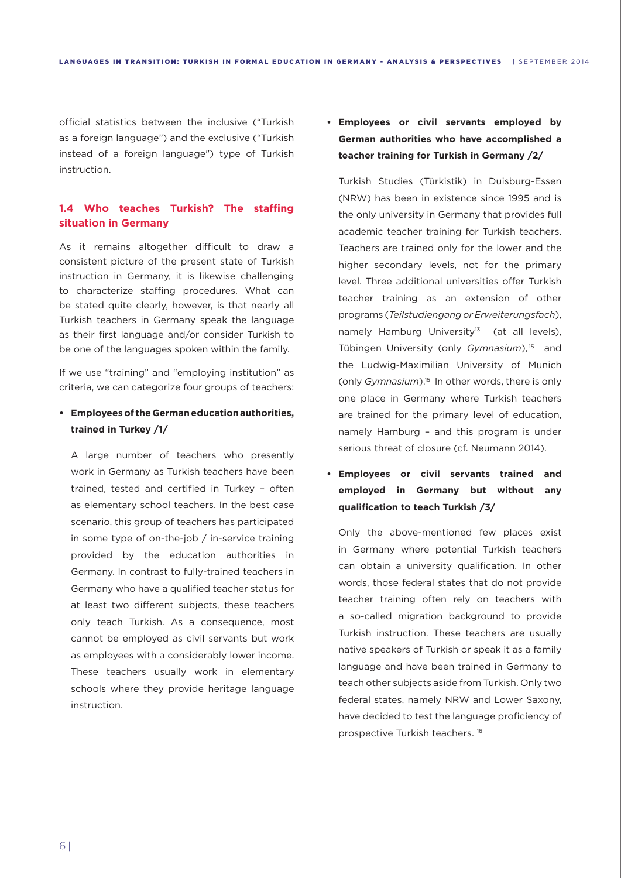official statistics between the inclusive ("Turkish as a foreign language") and the exclusive ("Turkish instead of a foreign language") type of Turkish instruction.

### 1.4 Who teaches Turkish? The staffing situation in Germany

As it remains altogether difficult to draw a consistent picture of the present state of Turkish instruction in Germany, it is likewise challenging to characterize staffing procedures. What can be stated quite clearly, however, is that nearly all Turkish teachers in Germany speak the language as their first language and/or consider Turkish to be one of the languages spoken within the family.

If we use "training" and "employing institution" as criteria, we can categorize four groups of teachers:

- **Employees of the German education authorities, trained in Turkey /1/**

  A large number of teachers who presently work in Germany as Turkish teachers have been trained, tested and certified in Turkey – often as elementary school teachers. In the best case scenario, this group of teachers has participated in some type of on-the-job / in-service training provided by the education authorities in Germany. In contrast to fully-trained teachers in Germany who have a qualified teacher status for at least two different subjects, these teachers only teach Turkish. As a consequence, most cannot be employed as civil servants but work as employees with a considerably lower income. These teachers usually work in elementary schools where they provide heritage language instruction.

- **Employees or civil servants employed by German authorities who have accomplished a teacher training for Turkish in Germany /2/**

  Turkish Studies (Türkistik) in Duisburg-Essen (NRW) has been in existence since 1995 and is the only university in Germany that provides full academic teacher training for Turkish teachers. Teachers are trained only for the lower and the higher secondary levels, not for the primary level. Three additional universities offer Turkish teacher training as an extension of other programs (*Teilstudiengang or Erweiterungsfach*), namely Hamburg University[13] (at all levels), Tübingen University (only *Gymnasium*),[15] and the Ludwig-Maximilian University of Munich (only *Gymnasium*).[15] In other words, there is only one place in Germany where Turkish teachers are trained for the primary level of education, namely Hamburg – and this program is under serious threat of closure (cf. Neumann 2014).

- **Employees or civil servants trained and employed in Germany but without any qualification to teach Turkish /3/**

  Only the above-mentioned few places exist in Germany where potential Turkish teachers can obtain a university qualification. In other words, those federal states that do not provide teacher training often rely on teachers with a so-called migration background to provide Turkish instruction. These teachers are usually native speakers of Turkish or speak it as a family language and have been trained in Germany to teach other subjects aside from Turkish. Only two federal states, namely NRW and Lower Saxony, have decided to test the language proficiency of prospective Turkish teachers.[16]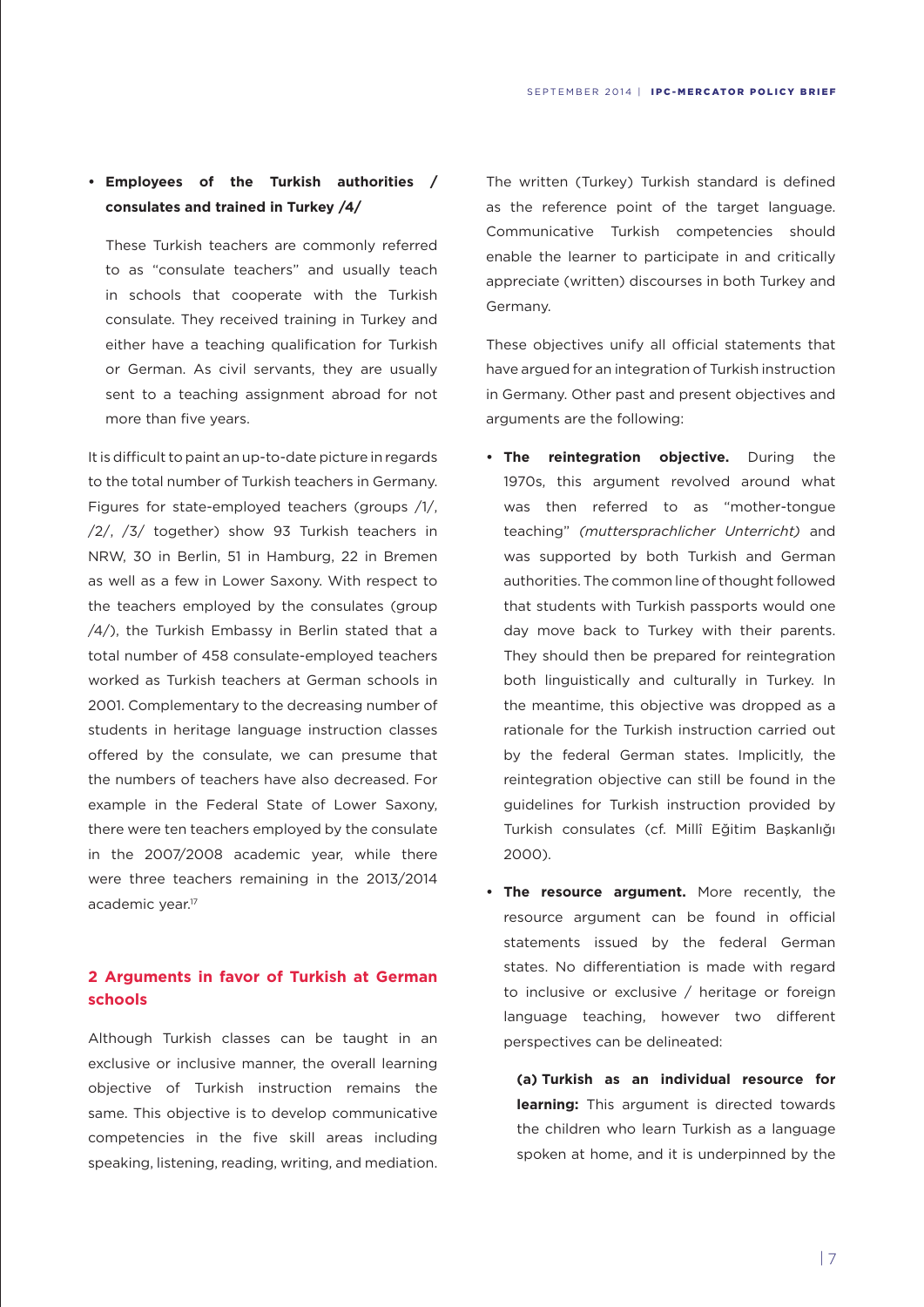- **Employees of the Turkish authorities / consulates and trained in Turkey /4/**

  These Turkish teachers are commonly referred to as "consulate teachers" and usually teach in schools that cooperate with the Turkish consulate. They received training in Turkey and either have a teaching qualification for Turkish or German. As civil servants, they are usually sent to a teaching assignment abroad for not more than five years.

It is difficult to paint an up-to-date picture in regards to the total number of Turkish teachers in Germany. Figures for state-employed teachers (groups /1/, /2/, /3/ together) show 93 Turkish teachers in NRW, 30 in Berlin, 51 in Hamburg, 22 in Bremen as well as a few in Lower Saxony. With respect to the teachers employed by the consulates (group /4/), the Turkish Embassy in Berlin stated that a total number of 458 consulate-employed teachers worked as Turkish teachers at German schools in 2001. Complementary to the decreasing number of students in heritage language instruction classes offered by the consulate, we can presume that the numbers of teachers have also decreased. For example in the Federal State of Lower Saxony, there were ten teachers employed by the consulate in the 2007/2008 academic year, while there were three teachers remaining in the 2013/2014 academic year.[17]

## 2 Arguments in favor of Turkish at German schools

Although Turkish classes can be taught in an exclusive or inclusive manner, the overall learning objective of Turkish instruction remains the same. This objective is to develop communicative competencies in the five skill areas including speaking, listening, reading, writing, and mediation. The written (Turkey) Turkish standard is defined as the reference point of the target language. Communicative Turkish competencies should enable the learner to participate in and critically appreciate (written) discourses in both Turkey and Germany.

These objectives unify all official statements that have argued for an integration of Turkish instruction in Germany. Other past and present objectives and arguments are the following:

- **The reintegration objective.** During the 1970s, this argument revolved around what was then referred to as "mother-tongue teaching" *(muttersprachlicher Unterricht)* and was supported by both Turkish and German authorities. The common line of thought followed that students with Turkish passports would one day move back to Turkey with their parents. They should then be prepared for reintegration both linguistically and culturally in Turkey. In the meantime, this objective was dropped as a rationale for the Turkish instruction carried out by the federal German states. Implicitly, the reintegration objective can still be found in the guidelines for Turkish instruction provided by Turkish consulates (cf. Millî Eğitim Başkanlığı 2000).

- **The resource argument.** More recently, the resource argument can be found in official statements issued by the federal German states. No differentiation is made with regard to inclusive or exclusive / heritage or foreign language teaching, however two different perspectives can be delineated:

  **(a) Turkish as an individual resource for learning:** This argument is directed towards the children who learn Turkish as a language spoken at home, and it is underpinned by the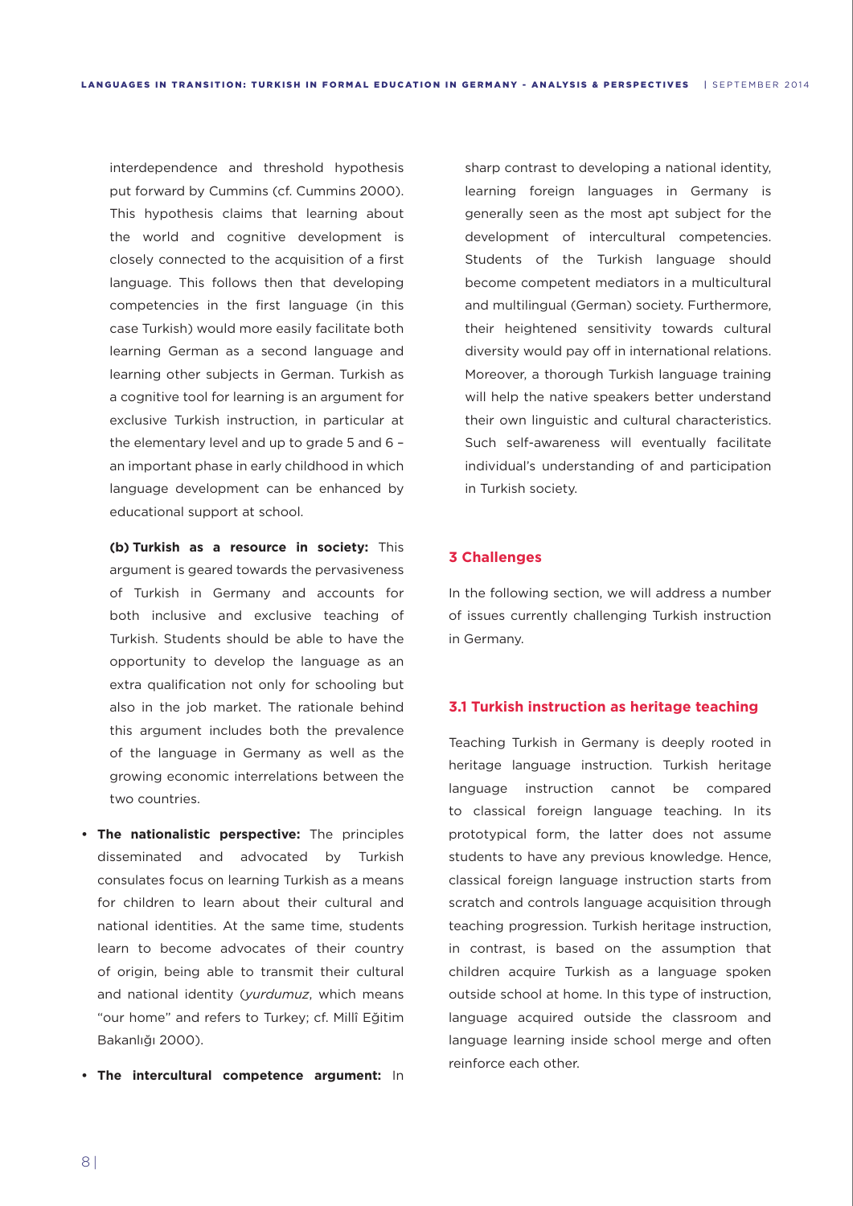interdependence and threshold hypothesis put forward by Cummins (cf. Cummins 2000). This hypothesis claims that learning about the world and cognitive development is closely connected to the acquisition of a first language. This follows then that developing competencies in the first language (in this case Turkish) would more easily facilitate both learning German as a second language and learning other subjects in German. Turkish as a cognitive tool for learning is an argument for exclusive Turkish instruction, in particular at the elementary level and up to grade 5 and 6 – an important phase in early childhood in which language development can be enhanced by educational support at school.

**(b) Turkish as a resource in society:** This argument is geared towards the pervasiveness of Turkish in Germany and accounts for both inclusive and exclusive teaching of Turkish. Students should be able to have the opportunity to develop the language as an extra qualification not only for schooling but also in the job market. The rationale behind this argument includes both the prevalence of the language in Germany as well as the growing economic interrelations between the two countries.

- **The nationalistic perspective:** The principles disseminated and advocated by Turkish consulates focus on learning Turkish as a means for children to learn about their cultural and national identities. At the same time, students learn to become advocates of their country of origin, being able to transmit their cultural and national identity (*yurdumuz*, which means "our home" and refers to Turkey; cf. Millî Eğitim Bakanlığı 2000).
- **The intercultural competence argument:** In sharp contrast to developing a national identity, learning foreign languages in Germany is generally seen as the most apt subject for the development of intercultural competencies. Students of the Turkish language should become competent mediators in a multicultural and multilingual (German) society. Furthermore, their heightened sensitivity towards cultural diversity would pay off in international relations. Moreover, a thorough Turkish language training will help the native speakers better understand their own linguistic and cultural characteristics. Such self-awareness will eventually facilitate individual's understanding of and participation in Turkish society.

## 3 Challenges

In the following section, we will address a number of issues currently challenging Turkish instruction in Germany.

### 3.1 Turkish instruction as heritage teaching

Teaching Turkish in Germany is deeply rooted in heritage language instruction. Turkish heritage language instruction cannot be compared to classical foreign language teaching. In its prototypical form, the latter does not assume students to have any previous knowledge. Hence, classical foreign language instruction starts from scratch and controls language acquisition through teaching progression. Turkish heritage instruction, in contrast, is based on the assumption that children acquire Turkish as a language spoken outside school at home. In this type of instruction, language acquired outside the classroom and language learning inside school merge and often reinforce each other.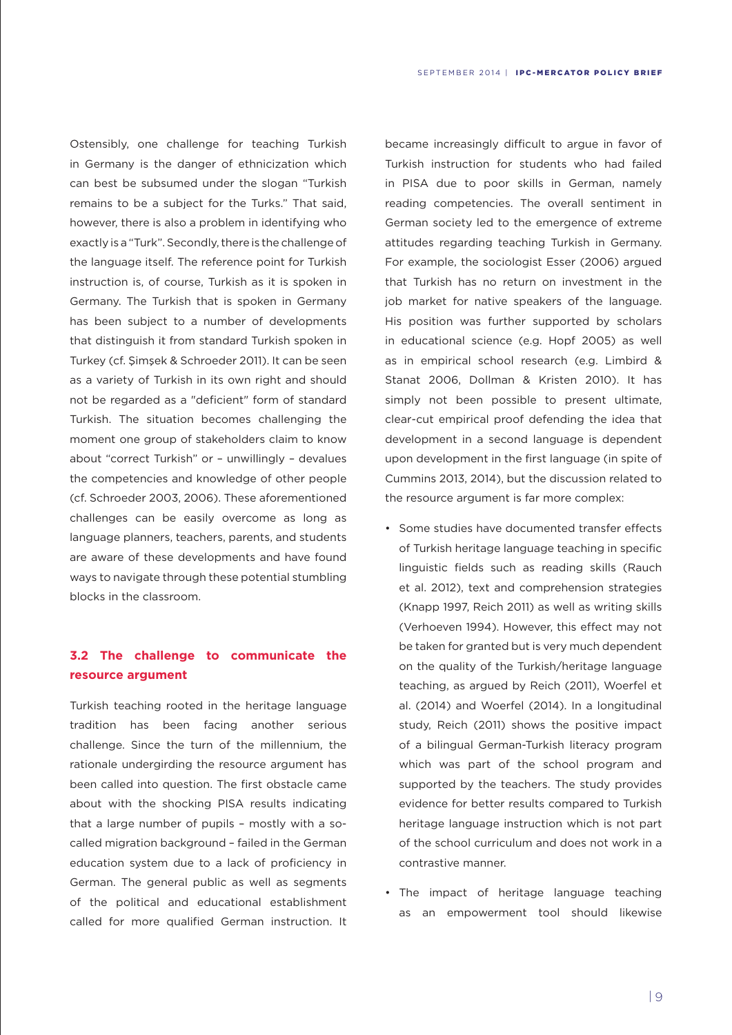Ostensibly, one challenge for teaching Turkish in Germany is the danger of ethnicization which can best be subsumed under the slogan "Turkish remains to be a subject for the Turks." That said, however, there is also a problem in identifying who exactly is a "Turk". Secondly, there is the challenge of the language itself. The reference point for Turkish instruction is, of course, Turkish as it is spoken in Germany. The Turkish that is spoken in Germany has been subject to a number of developments that distinguish it from standard Turkish spoken in Turkey (cf. Şimşek & Schroeder 2011). It can be seen as a variety of Turkish in its own right and should not be regarded as a "deficient" form of standard Turkish. The situation becomes challenging the moment one group of stakeholders claim to know about "correct Turkish" or – unwillingly – devalues the competencies and knowledge of other people (cf. Schroeder 2003, 2006). These aforementioned challenges can be easily overcome as long as language planners, teachers, parents, and students are aware of these developments and have found ways to navigate through these potential stumbling blocks in the classroom.

### 3.2 The challenge to communicate the resource argument

Turkish teaching rooted in the heritage language tradition has been facing another serious challenge. Since the turn of the millennium, the rationale undergirding the resource argument has been called into question. The first obstacle came about with the shocking PISA results indicating that a large number of pupils – mostly with a so-called migration background – failed in the German education system due to a lack of proficiency in German. The general public as well as segments of the political and educational establishment called for more qualified German instruction. It became increasingly difficult to argue in favor of Turkish instruction for students who had failed in PISA due to poor skills in German, namely reading competencies. The overall sentiment in German society led to the emergence of extreme attitudes regarding teaching Turkish in Germany. For example, the sociologist Esser (2006) argued that Turkish has no return on investment in the job market for native speakers of the language. His position was further supported by scholars in educational science (e.g. Hopf 2005) as well as in empirical school research (e.g. Limbird & Stanat 2006, Dollman & Kristen 2010). It has simply not been possible to present ultimate, clear-cut empirical proof defending the idea that development in a second language is dependent upon development in the first language (in spite of Cummins 2013, 2014), but the discussion related to the resource argument is far more complex:

- Some studies have documented transfer effects of Turkish heritage language teaching in specific linguistic fields such as reading skills (Rauch et al. 2012), text and comprehension strategies (Knapp 1997, Reich 2011) as well as writing skills (Verhoeven 1994). However, this effect may not be taken for granted but is very much dependent on the quality of the Turkish/heritage language teaching, as argued by Reich (2011), Woerfel et al. (2014) and Woerfel (2014). In a longitudinal study, Reich (2011) shows the positive impact of a bilingual German-Turkish literacy program which was part of the school program and supported by the teachers. The study provides evidence for better results compared to Turkish heritage language instruction which is not part of the school curriculum and does not work in a contrastive manner.
- The impact of heritage language teaching as an empowerment tool should likewise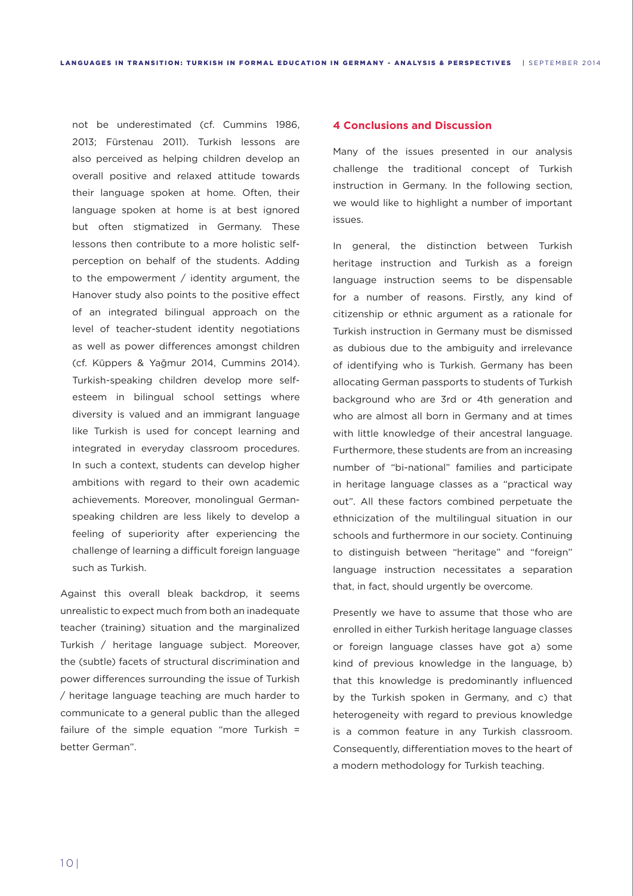not be underestimated (cf. Cummins 1986, 2013; Fürstenau 2011). Turkish lessons are also perceived as helping children develop an overall positive and relaxed attitude towards their language spoken at home. Often, their language spoken at home is at best ignored but often stigmatized in Germany. These lessons then contribute to a more holistic self-perception on behalf of the students. Adding to the empowerment / identity argument, the Hanover study also points to the positive effect of an integrated bilingual approach on the level of teacher-student identity negotiations as well as power differences amongst children (cf. Küppers & Yağmur 2014, Cummins 2014). Turkish-speaking children develop more self-esteem in bilingual school settings where diversity is valued and an immigrant language like Turkish is used for concept learning and integrated in everyday classroom procedures. In such a context, students can develop higher ambitions with regard to their own academic achievements. Moreover, monolingual German-speaking children are less likely to develop a feeling of superiority after experiencing the challenge of learning a difficult foreign language such as Turkish.

Against this overall bleak backdrop, it seems unrealistic to expect much from both an inadequate teacher (training) situation and the marginalized Turkish / heritage language subject. Moreover, the (subtle) facets of structural discrimination and power differences surrounding the issue of Turkish / heritage language teaching are much harder to communicate to a general public than the alleged failure of the simple equation "more Turkish = better German".

## 4 Conclusions and Discussion

Many of the issues presented in our analysis challenge the traditional concept of Turkish instruction in Germany. In the following section, we would like to highlight a number of important issues.

In general, the distinction between Turkish heritage instruction and Turkish as a foreign language instruction seems to be dispensable for a number of reasons. Firstly, any kind of citizenship or ethnic argument as a rationale for Turkish instruction in Germany must be dismissed as dubious due to the ambiguity and irrelevance of identifying who is Turkish. Germany has been allocating German passports to students of Turkish background who are 3rd or 4th generation and who are almost all born in Germany and at times with little knowledge of their ancestral language. Furthermore, these students are from an increasing number of "bi-national" families and participate in heritage language classes as a "practical way out". All these factors combined perpetuate the ethnicization of the multilingual situation in our schools and furthermore in our society. Continuing to distinguish between "heritage" and "foreign" language instruction necessitates a separation that, in fact, should urgently be overcome.

Presently we have to assume that those who are enrolled in either Turkish heritage language classes or foreign language classes have got a) some kind of previous knowledge in the language, b) that this knowledge is predominantly influenced by the Turkish spoken in Germany, and c) that heterogeneity with regard to previous knowledge is a common feature in any Turkish classroom. Consequently, differentiation moves to the heart of a modern methodology for Turkish teaching.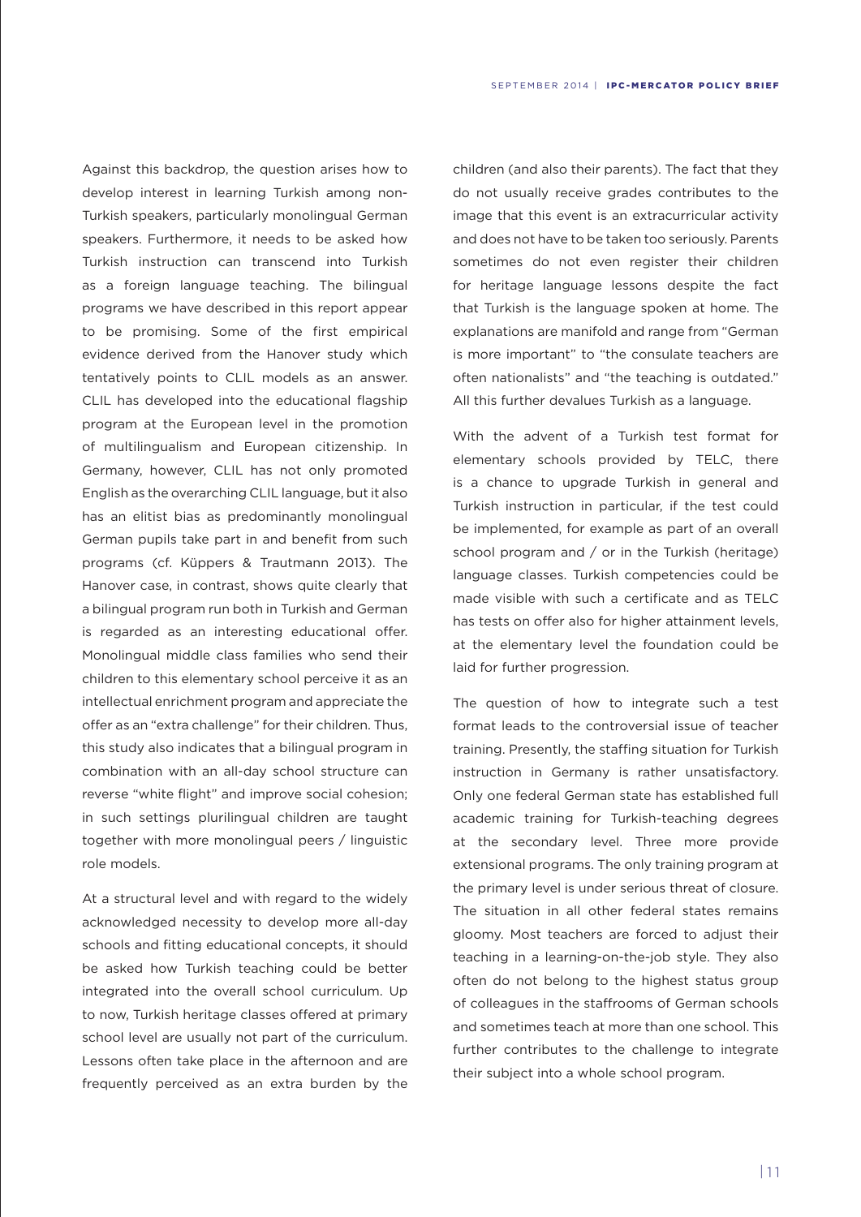Against this backdrop, the question arises how to develop interest in learning Turkish among non-Turkish speakers, particularly monolingual German speakers. Furthermore, it needs to be asked how Turkish instruction can transcend into Turkish as a foreign language teaching. The bilingual programs we have described in this report appear to be promising. Some of the first empirical evidence derived from the Hanover study which tentatively points to CLIL models as an answer. CLIL has developed into the educational flagship program at the European level in the promotion of multilingualism and European citizenship. In Germany, however, CLIL has not only promoted English as the overarching CLIL language, but it also has an elitist bias as predominantly monolingual German pupils take part in and benefit from such programs (cf. Küppers & Trautmann 2013). The Hanover case, in contrast, shows quite clearly that a bilingual program run both in Turkish and German is regarded as an interesting educational offer. Monolingual middle class families who send their children to this elementary school perceive it as an intellectual enrichment program and appreciate the offer as an "extra challenge" for their children. Thus, this study also indicates that a bilingual program in combination with an all-day school structure can reverse "white flight" and improve social cohesion; in such settings plurilingual children are taught together with more monolingual peers / linguistic role models.

At a structural level and with regard to the widely acknowledged necessity to develop more all-day schools and fitting educational concepts, it should be asked how Turkish teaching could be better integrated into the overall school curriculum. Up to now, Turkish heritage classes offered at primary school level are usually not part of the curriculum. Lessons often take place in the afternoon and are frequently perceived as an extra burden by the children (and also their parents). The fact that they do not usually receive grades contributes to the image that this event is an extracurricular activity and does not have to be taken too seriously. Parents sometimes do not even register their children for heritage language lessons despite the fact that Turkish is the language spoken at home. The explanations are manifold and range from "German is more important" to "the consulate teachers are often nationalists" and "the teaching is outdated." All this further devalues Turkish as a language.

With the advent of a Turkish test format for elementary schools provided by TELC, there is a chance to upgrade Turkish in general and Turkish instruction in particular, if the test could be implemented, for example as part of an overall school program and / or in the Turkish (heritage) language classes. Turkish competencies could be made visible with such a certificate and as TELC has tests on offer also for higher attainment levels, at the elementary level the foundation could be laid for further progression.

The question of how to integrate such a test format leads to the controversial issue of teacher training. Presently, the staffing situation for Turkish instruction in Germany is rather unsatisfactory. Only one federal German state has established full academic training for Turkish-teaching degrees at the secondary level. Three more provide extensional programs. The only training program at the primary level is under serious threat of closure. The situation in all other federal states remains gloomy. Most teachers are forced to adjust their teaching in a learning-on-the-job style. They also often do not belong to the highest status group of colleagues in the staffrooms of German schools and sometimes teach at more than one school. This further contributes to the challenge to integrate their subject into a whole school program.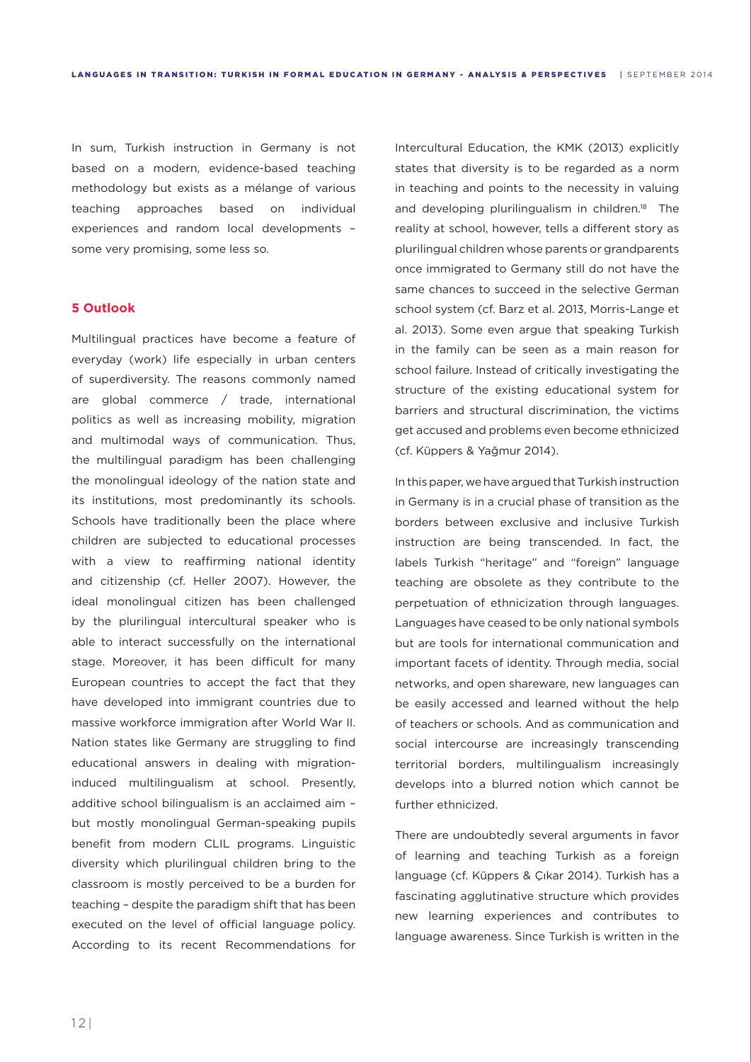In sum, Turkish instruction in Germany is not based on a modern, evidence-based teaching methodology but exists as a mélange of various teaching approaches based on individual experiences and random local developments – some very promising, some less so.

## 5 Outlook

Multilingual practices have become a feature of everyday (work) life especially in urban centers of superdiversity. The reasons commonly named are global commerce / trade, international politics as well as increasing mobility, migration and multimodal ways of communication. Thus, the multilingual paradigm has been challenging the monolingual ideology of the nation state and its institutions, most predominantly its schools. Schools have traditionally been the place where children are subjected to educational processes with a view to reaffirming national identity and citizenship (cf. Heller 2007). However, the ideal monolingual citizen has been challenged by the plurilingual intercultural speaker who is able to interact successfully on the international stage. Moreover, it has been difficult for many European countries to accept the fact that they have developed into immigrant countries due to massive workforce immigration after World War II. Nation states like Germany are struggling to find educational answers in dealing with migration-induced multilingualism at school. Presently, additive school bilingualism is an acclaimed aim – but mostly monolingual German-speaking pupils benefit from modern CLIL programs. Linguistic diversity which plurilingual children bring to the classroom is mostly perceived to be a burden for teaching – despite the paradigm shift that has been executed on the level of official language policy. According to its recent Recommendations for Intercultural Education, the KMK (2013) explicitly states that diversity is to be regarded as a norm in teaching and points to the necessity in valuing and developing plurilingualism in children.[18] The reality at school, however, tells a different story as plurilingual children whose parents or grandparents once immigrated to Germany still do not have the same chances to succeed in the selective German school system (cf. Barz et al. 2013, Morris-Lange et al. 2013). Some even argue that speaking Turkish in the family can be seen as a main reason for school failure. Instead of critically investigating the structure of the existing educational system for barriers and structural discrimination, the victims get accused and problems even become ethnicized (cf. Küppers & Yağmur 2014).

In this paper, we have argued that Turkish instruction in Germany is in a crucial phase of transition as the borders between exclusive and inclusive Turkish instruction are being transcended. In fact, the labels Turkish "heritage" and "foreign" language teaching are obsolete as they contribute to the perpetuation of ethnicization through languages. Languages have ceased to be only national symbols but are tools for international communication and important facets of identity. Through media, social networks, and open shareware, new languages can be easily accessed and learned without the help of teachers or schools. And as communication and social intercourse are increasingly transcending territorial borders, multilingualism increasingly develops into a blurred notion which cannot be further ethnicized.

There are undoubtedly several arguments in favor of learning and teaching Turkish as a foreign language (cf. Küppers & Çıkar 2014). Turkish has a fascinating agglutinative structure which provides new learning experiences and contributes to language awareness. Since Turkish is written in the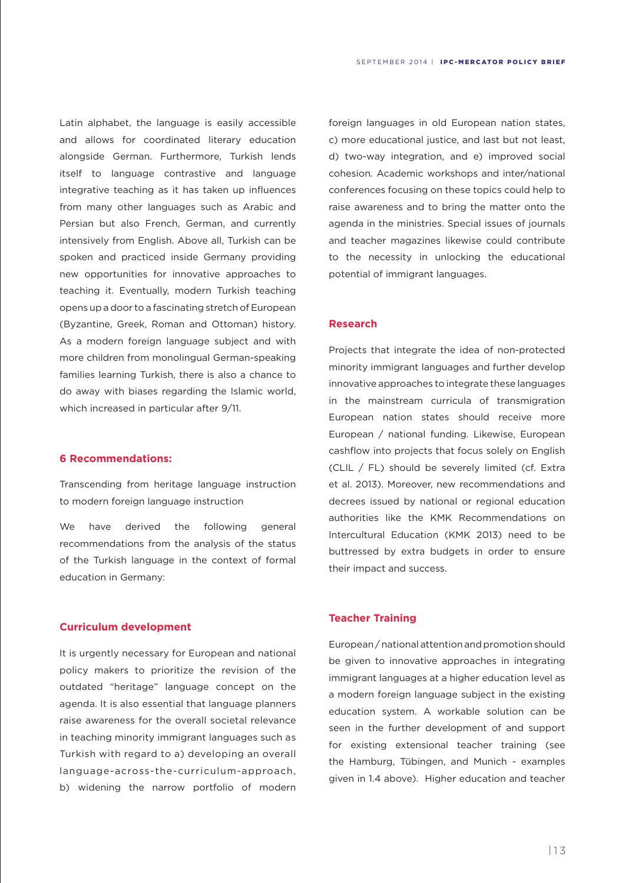Latin alphabet, the language is easily accessible and allows for coordinated literary education alongside German. Furthermore, Turkish lends itself to language contrastive and language integrative teaching as it has taken up influences from many other languages such as Arabic and Persian but also French, German, and currently intensively from English. Above all, Turkish can be spoken and practiced inside Germany providing new opportunities for innovative approaches to teaching it. Eventually, modern Turkish teaching opens up a door to a fascinating stretch of European (Byzantine, Greek, Roman and Ottoman) history. As a modern foreign language subject and with more children from monolingual German-speaking families learning Turkish, there is also a chance to do away with biases regarding the Islamic world, which increased in particular after 9/11.

## 6 Recommendations:

Transcending from heritage language instruction to modern foreign language instruction

We have derived the following general recommendations from the analysis of the status of the Turkish language in the context of formal education in Germany:

### Curriculum development

It is urgently necessary for European and national policy makers to prioritize the revision of the outdated "heritage" language concept on the agenda. It is also essential that language planners raise awareness for the overall societal relevance in teaching minority immigrant languages such as Turkish with regard to a) developing an overall language-across-the-curriculum-approach, b) widening the narrow portfolio of modern foreign languages in old European nation states, c) more educational justice, and last but not least, d) two-way integration, and e) improved social cohesion. Academic workshops and inter/national conferences focusing on these topics could help to raise awareness and to bring the matter onto the agenda in the ministries. Special issues of journals and teacher magazines likewise could contribute to the necessity in unlocking the educational potential of immigrant languages.

### Research

Projects that integrate the idea of non-protected minority immigrant languages and further develop innovative approaches to integrate these languages in the mainstream curricula of transmigration European nation states should receive more European / national funding. Likewise, European cashflow into projects that focus solely on English (CLIL / FL) should be severely limited (cf. Extra et al. 2013). Moreover, new recommendations and decrees issued by national or regional education authorities like the KMK Recommendations on Intercultural Education (KMK 2013) need to be buttressed by extra budgets in order to ensure their impact and success.

### Teacher Training

European / national attention and promotion should be given to innovative approaches in integrating immigrant languages at a higher education level as a modern foreign language subject in the existing education system. A workable solution can be seen in the further development of and support for existing extensional teacher training (see the Hamburg, Tübingen, and Munich - examples given in 1.4 above). Higher education and teacher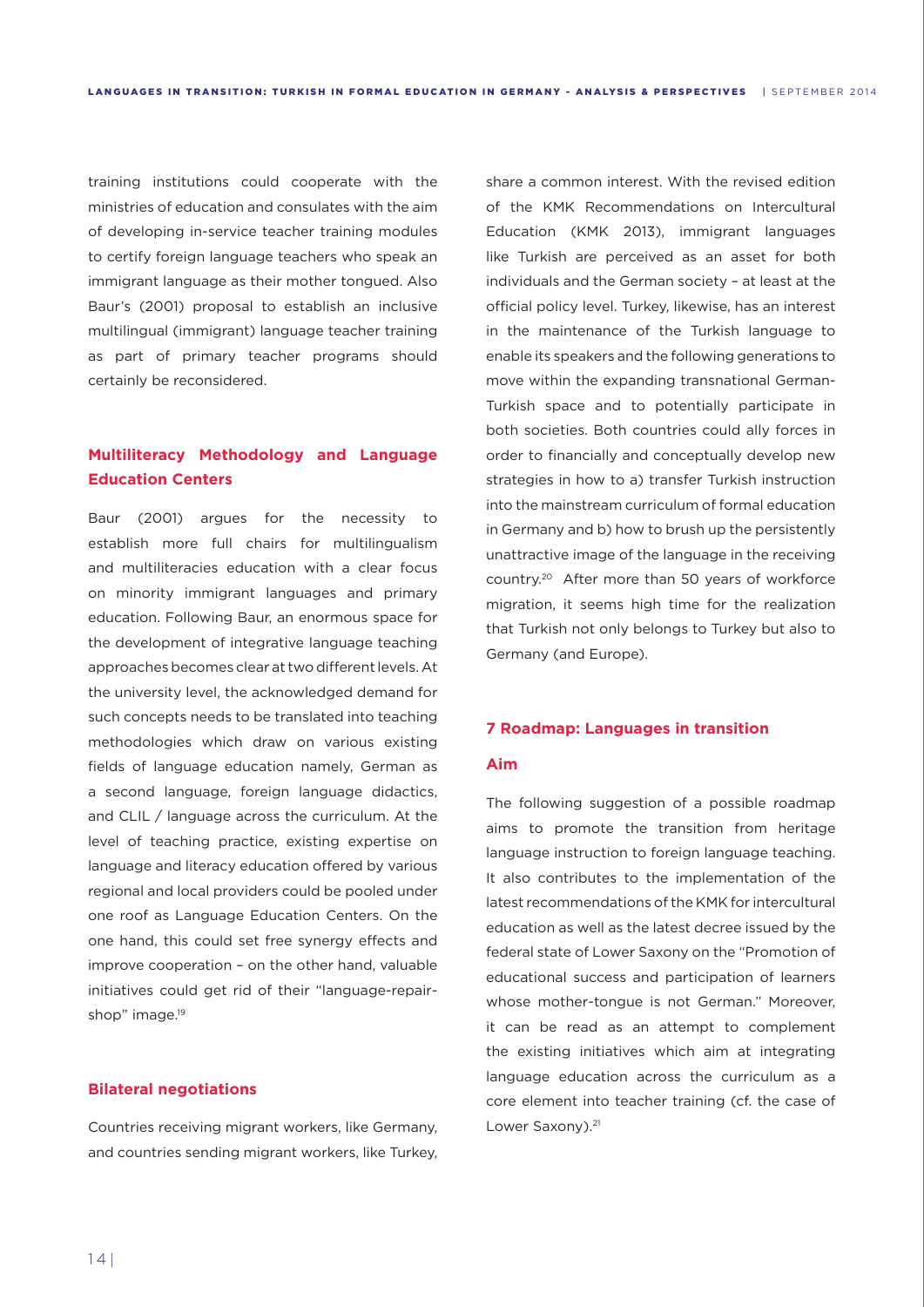training institutions could cooperate with the ministries of education and consulates with the aim of developing in-service teacher training modules to certify foreign language teachers who speak an immigrant language as their mother tongued. Also Baur's (2001) proposal to establish an inclusive multilingual (immigrant) language teacher training as part of primary teacher programs should certainly be reconsidered.

### Multiliteracy Methodology and Language Education Centers

Baur (2001) argues for the necessity to establish more full chairs for multilingualism and multiliteracies education with a clear focus on minority immigrant languages and primary education. Following Baur, an enormous space for the development of integrative language teaching approaches becomes clear at two different levels. At the university level, the acknowledged demand for such concepts needs to be translated into teaching methodologies which draw on various existing fields of language education namely, German as a second language, foreign language didactics, and CLIL / language across the curriculum. At the level of teaching practice, existing expertise on language and literacy education offered by various regional and local providers could be pooled under one roof as Language Education Centers. On the one hand, this could set free synergy effects and improve cooperation – on the other hand, valuable initiatives could get rid of their "language-repair-shop" image.[19]

### Bilateral negotiations

Countries receiving migrant workers, like Germany, and countries sending migrant workers, like Turkey, share a common interest. With the revised edition of the KMK Recommendations on Intercultural Education (KMK 2013), immigrant languages like Turkish are perceived as an asset for both individuals and the German society – at least at the official policy level. Turkey, likewise, has an interest in the maintenance of the Turkish language to enable its speakers and the following generations to move within the expanding transnational German-Turkish space and to potentially participate in both societies. Both countries could ally forces in order to financially and conceptually develop new strategies in how to a) transfer Turkish instruction into the mainstream curriculum of formal education in Germany and b) how to brush up the persistently unattractive image of the language in the receiving country.[20] After more than 50 years of workforce migration, it seems high time for the realization that Turkish not only belongs to Turkey but also to Germany (and Europe).

## 7 Roadmap: Languages in transition

### Aim

The following suggestion of a possible roadmap aims to promote the transition from heritage language instruction to foreign language teaching. It also contributes to the implementation of the latest recommendations of the KMK for intercultural education as well as the latest decree issued by the federal state of Lower Saxony on the "Promotion of educational success and participation of learners whose mother-tongue is not German." Moreover, it can be read as an attempt to complement the existing initiatives which aim at integrating language education across the curriculum as a core element into teacher training (cf. the case of Lower Saxony).[21]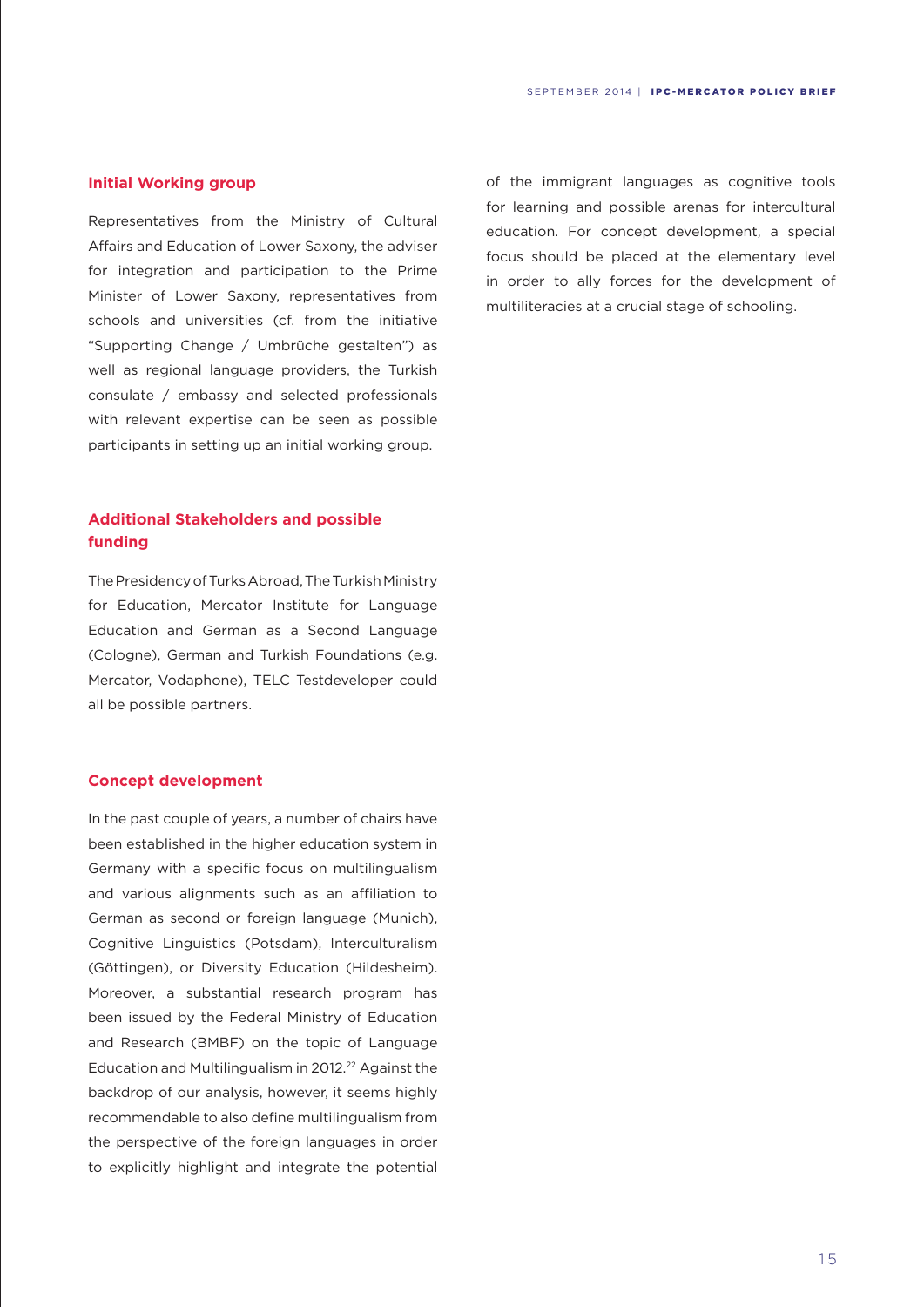### Initial Working group

Representatives from the Ministry of Cultural Affairs and Education of Lower Saxony, the adviser for integration and participation to the Prime Minister of Lower Saxony, representatives from schools and universities (cf. from the initiative "Supporting Change / Umbrüche gestalten") as well as regional language providers, the Turkish consulate / embassy and selected professionals with relevant expertise can be seen as possible participants in setting up an initial working group.

### Additional Stakeholders and possible funding

The Presidency of Turks Abroad, The Turkish Ministry for Education, Mercator Institute for Language Education and German as a Second Language (Cologne), German and Turkish Foundations (e.g. Mercator, Vodaphone), TELC Testdeveloper could all be possible partners.

### Concept development

In the past couple of years, a number of chairs have been established in the higher education system in Germany with a specific focus on multilingualism and various alignments such as an affiliation to German as second or foreign language (Munich), Cognitive Linguistics (Potsdam), Interculturalism (Göttingen), or Diversity Education (Hildesheim). Moreover, a substantial research program has been issued by the Federal Ministry of Education and Research (BMBF) on the topic of Language Education and Multilingualism in 2012.[22] Against the backdrop of our analysis, however, it seems highly recommendable to also define multilingualism from the perspective of the foreign languages in order to explicitly highlight and integrate the potential of the immigrant languages as cognitive tools for learning and possible arenas for intercultural education. For concept development, a special focus should be placed at the elementary level in order to ally forces for the development of multiliteracies at a crucial stage of schooling.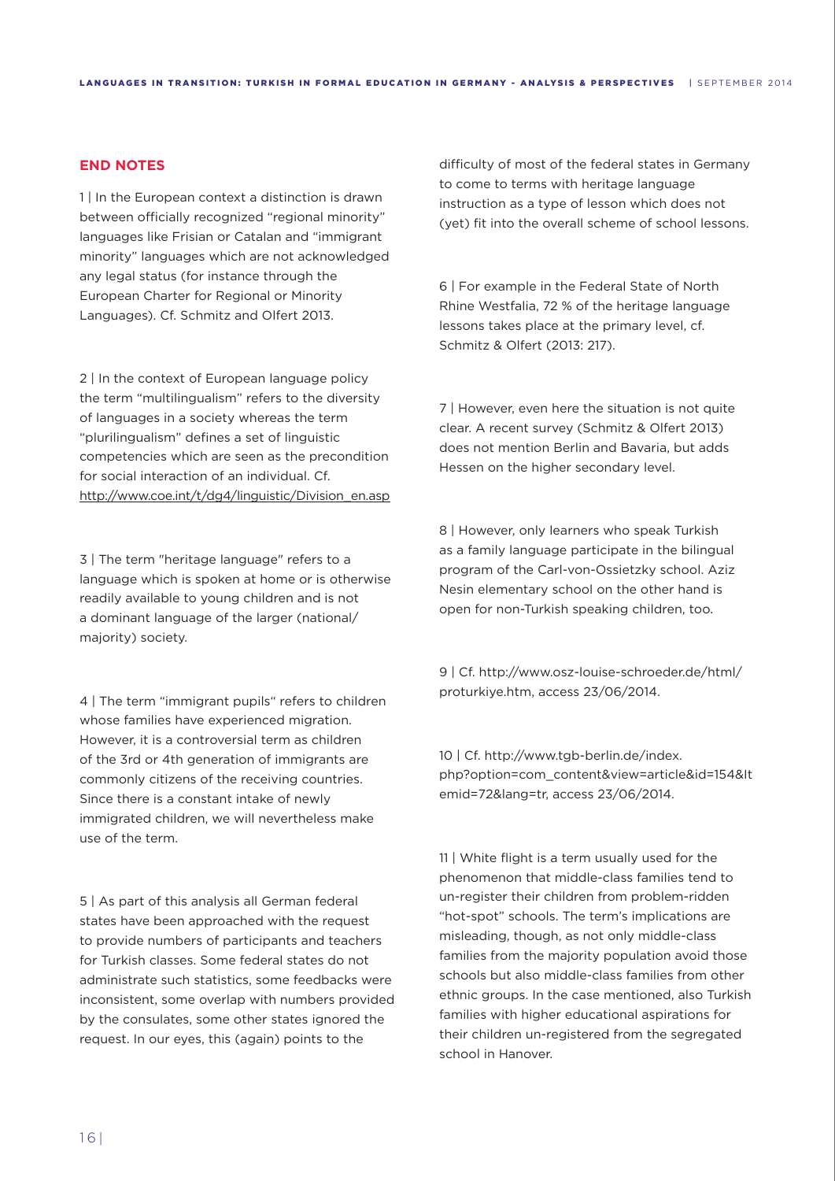## END NOTES

1 | In the European context a distinction is drawn between officially recognized "regional minority" languages like Frisian or Catalan and "immigrant minority" languages which are not acknowledged any legal status (for instance through the European Charter for Regional or Minority Languages). Cf. Schmitz and Olfert 2013.

2 | In the context of European language policy the term "multilingualism" refers to the diversity of languages in a society whereas the term "plurilingualism" defines a set of linguistic competencies which are seen as the precondition for social interaction of an individual. Cf. http://www.coe.int/t/dg4/linguistic/Division_en.asp

3 | The term "heritage language" refers to a language which is spoken at home or is otherwise readily available to young children and is not a dominant language of the larger (national/ majority) society.

4 | The term "immigrant pupils" refers to children whose families have experienced migration. However, it is a controversial term as children of the 3rd or 4th generation of immigrants are commonly citizens of the receiving countries. Since there is a constant intake of newly immigrated children, we will nevertheless make use of the term.

5 | As part of this analysis all German federal states have been approached with the request to provide numbers of participants and teachers for Turkish classes. Some federal states do not administrate such statistics, some feedbacks were inconsistent, some overlap with numbers provided by the consulates, some other states ignored the request. In our eyes, this (again) points to the difficulty of most of the federal states in Germany to come to terms with heritage language instruction as a type of lesson which does not (yet) fit into the overall scheme of school lessons.

6 | For example in the Federal State of North Rhine Westfalia, 72 % of the heritage language lessons takes place at the primary level, cf. Schmitz & Olfert (2013: 217).

7 | However, even here the situation is not quite clear. A recent survey (Schmitz & Olfert 2013) does not mention Berlin and Bavaria, but adds Hessen on the higher secondary level.

8 | However, only learners who speak Turkish as a family language participate in the bilingual program of the Carl-von-Ossietzky school. Aziz Nesin elementary school on the other hand is open for non-Turkish speaking children, too.

9 | Cf. http://www.osz-louise-schroeder.de/html/proturkiye.htm, access 23/06/2014.

10 | Cf. http://www.tgb-berlin.de/index.php?option=com_content&view=article&id=154&Itemid=72&lang=tr, access 23/06/2014.

11 | White flight is a term usually used for the phenomenon that middle-class families tend to un-register their children from problem-ridden "hot-spot" schools. The term's implications are misleading, though, as not only middle-class families from the majority population avoid those schools but also middle-class families from other ethnic groups. In the case mentioned, also Turkish families with higher educational aspirations for their children un-registered from the segregated school in Hanover.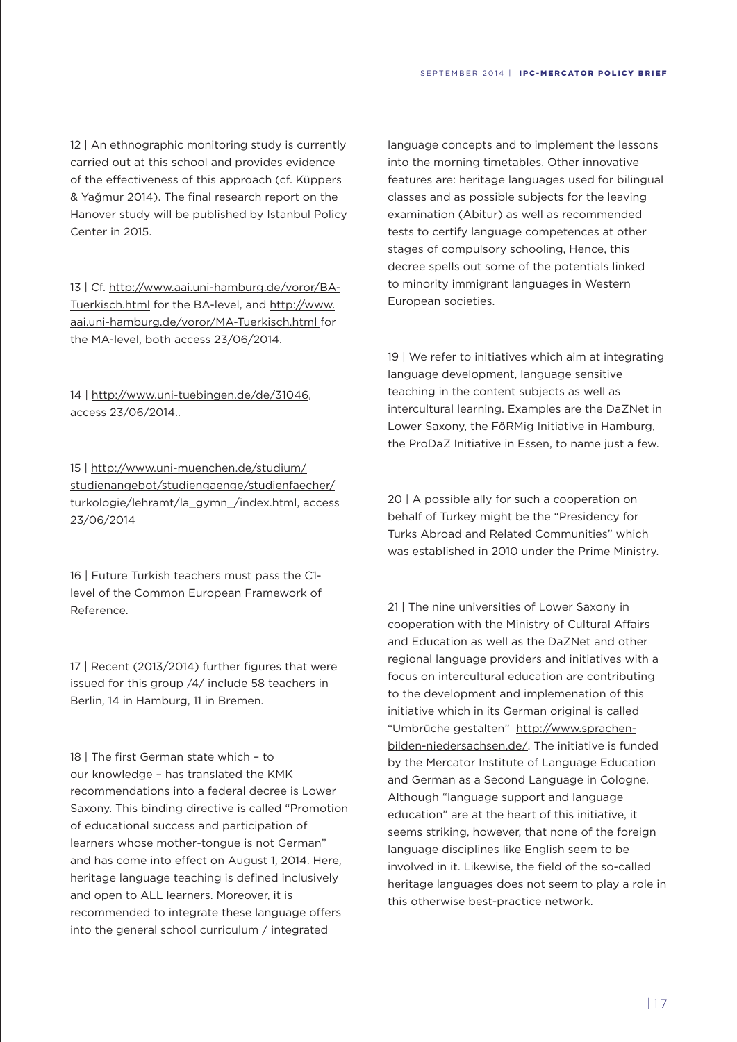12 | An ethnographic monitoring study is currently carried out at this school and provides evidence of the effectiveness of this approach (cf. Küppers & Yağmur 2014). The final research report on the Hanover study will be published by Istanbul Policy Center in 2015.

13 | Cf. http://www.aai.uni-hamburg.de/voror/BA-Tuerkisch.html for the BA-level, and http://www.aai.uni-hamburg.de/voror/MA-Tuerkisch.html for the MA-level, both access 23/06/2014.

14 | http://www.uni-tuebingen.de/de/31046, access 23/06/2014..

15 | http://www.uni-muenchen.de/studium/studienangebot/studiengaenge/studienfaecher/turkologie/lehramt/la_gymn_/index.html, access 23/06/2014

16 | Future Turkish teachers must pass the C1-level of the Common European Framework of Reference.

17 | Recent (2013/2014) further figures that were issued for this group /4/ include 58 teachers in Berlin, 14 in Hamburg, 11 in Bremen.

18 | The first German state which – to our knowledge – has translated the KMK recommendations into a federal decree is Lower Saxony. This binding directive is called "Promotion of educational success and participation of learners whose mother-tongue is not German" and has come into effect on August 1, 2014. Here, heritage language teaching is defined inclusively and open to ALL learners. Moreover, it is recommended to integrate these language offers into the general school curriculum / integrated language concepts and to implement the lessons into the morning timetables. Other innovative features are: heritage languages used for bilingual classes and as possible subjects for the leaving examination (Abitur) as well as recommended tests to certify language competences at other stages of compulsory schooling, Hence, this decree spells out some of the potentials linked to minority immigrant languages in Western European societies.

19 | We refer to initiatives which aim at integrating language development, language sensitive teaching in the content subjects as well as intercultural learning. Examples are the DaZNet in Lower Saxony, the FöRMig Initiative in Hamburg, the ProDaZ Initiative in Essen, to name just a few.

20 | A possible ally for such a cooperation on behalf of Turkey might be the "Presidency for Turks Abroad and Related Communities" which was established in 2010 under the Prime Ministry.

21 | The nine universities of Lower Saxony in cooperation with the Ministry of Cultural Affairs and Education as well as the DaZNet and other regional language providers and initiatives with a focus on intercultural education are contributing to the development and implemenation of this initiative which in its German original is called "Umbrüche gestalten" http://www.sprachen-bilden-niedersachsen.de/. The initiative is funded by the Mercator Institute of Language Education and German as a Second Language in Cologne. Although "language support and language education" are at the heart of this initiative, it seems striking, however, that none of the foreign language disciplines like English seem to be involved in it. Likewise, the field of the so-called heritage languages does not seem to play a role in this otherwise best-practice network.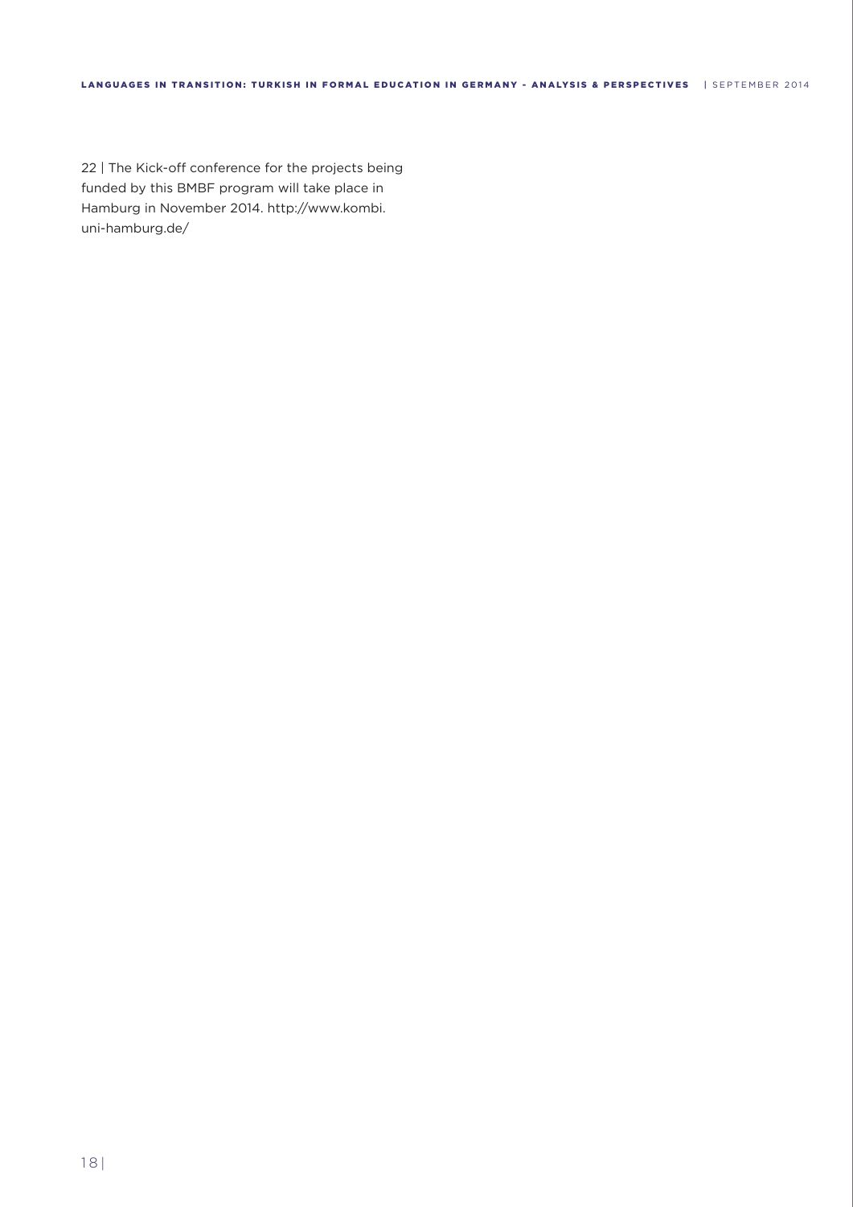22 | The Kick-off conference for the projects being funded by this BMBF program will take place in Hamburg in November 2014. http://www.kombi.uni-hamburg.de/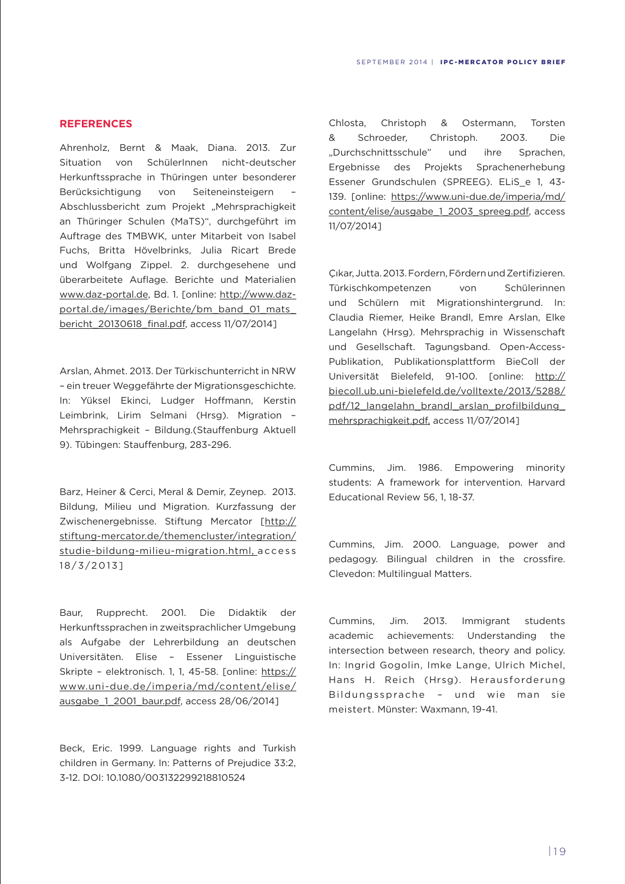## REFERENCES

Ahrenholz, Bernt & Maak, Diana. 2013. Zur Situation von SchülerInnen nicht-deutscher Herkunftssprache in Thüringen unter besonderer Berücksichtigung von Seiteneinsteigern – Abschlussbericht zum Projekt „Mehrsprachigkeit an Thüringer Schulen (MaTS)", durchgeführt im Auftrage des TMBWK, unter Mitarbeit von Isabel Fuchs, Britta Hövelbrinks, Julia Ricart Brede und Wolfgang Zippel. 2. durchgesehene und überarbeitete Auflage. Berichte und Materialien www.daz-portal.de, Bd. 1. [online: http://www.daz-portal.de/images/Berichte/bm_band_01_mats_bericht_20130618_final.pdf, access 11/07/2014]

Arslan, Ahmet. 2013. Der Türkischunterricht in NRW – ein treuer Weggefährte der Migrationsgeschichte. In: Yüksel Ekinci, Ludger Hoffmann, Kerstin Leimbrink, Lirim Selmani (Hrsg). Migration – Mehrsprachigkeit – Bildung.(Stauffenburg Aktuell 9). Tübingen: Stauffenburg, 283-296.

Barz, Heiner & Cerci, Meral & Demir, Zeynep. 2013. Bildung, Milieu und Migration. Kurzfassung der Zwischenergebnisse. Stiftung Mercator [http://stiftung-mercator.de/themencluster/integration/studie-bildung-milieu-migration.html, access 18/3/2013]

Baur, Rupprecht. 2001. Die Didaktik der Herkunftssprachen in zweitsprachlicher Umgebung als Aufgabe der Lehrerbildung an deutschen Universitäten. Elise – Essener Linguistische Skripte – elektronisch. 1, 1, 45-58. [online: https://www.uni-due.de/imperia/md/content/elise/ausgabe_1_2001_baur.pdf, access 28/06/2014]

Beck, Eric. 1999. Language rights and Turkish children in Germany. In: Patterns of Prejudice 33:2, 3-12. DOI: 10.1080/003132299218810524

Chlosta, Christoph & Ostermann, Torsten & Schroeder, Christoph. 2003. Die „Durchschnittsschule" und ihre Sprachen, Ergebnisse des Projekts Sprachenerhebung Essener Grundschulen (SPREEG). ELiS_e 1, 43-139. [online: https://www.uni-due.de/imperia/md/content/elise/ausgabe_1_2003_spreeg.pdf, access 11/07/2014]

Çıkar, Jutta. 2013. Fordern, Fördern und Zertifizieren. Türkischkompetenzen von Schülerinnen und Schülern mit Migrationshintergrund. In: Claudia Riemer, Heike Brandl, Emre Arslan, Elke Langelahn (Hrsg). Mehrsprachig in Wissenschaft und Gesellschaft. Tagungsband. Open-Access-Publikation, Publikationsplattform BieColl der Universität Bielefeld, 91-100. [online: http://biecoll.ub.uni-bielefeld.de/volltexte/2013/5288/pdf/12_langelahn_brandl_arslan_profilbildung_mehrsprachigkeit.pdf, access 11/07/2014]

Cummins, Jim. 1986. Empowering minority students: A framework for intervention. Harvard Educational Review 56, 1, 18-37.

Cummins, Jim. 2000. Language, power and pedagogy. Bilingual children in the crossfire. Clevedon: Multilingual Matters.

Cummins, Jim. 2013. Immigrant students academic achievements: Understanding the intersection between research, theory and policy. In: Ingrid Gogolin, Imke Lange, Ulrich Michel, Hans H. Reich (Hrsg). Herausforderung Bildungssprache – und wie man sie meistert. Münster: Waxmann, 19-41.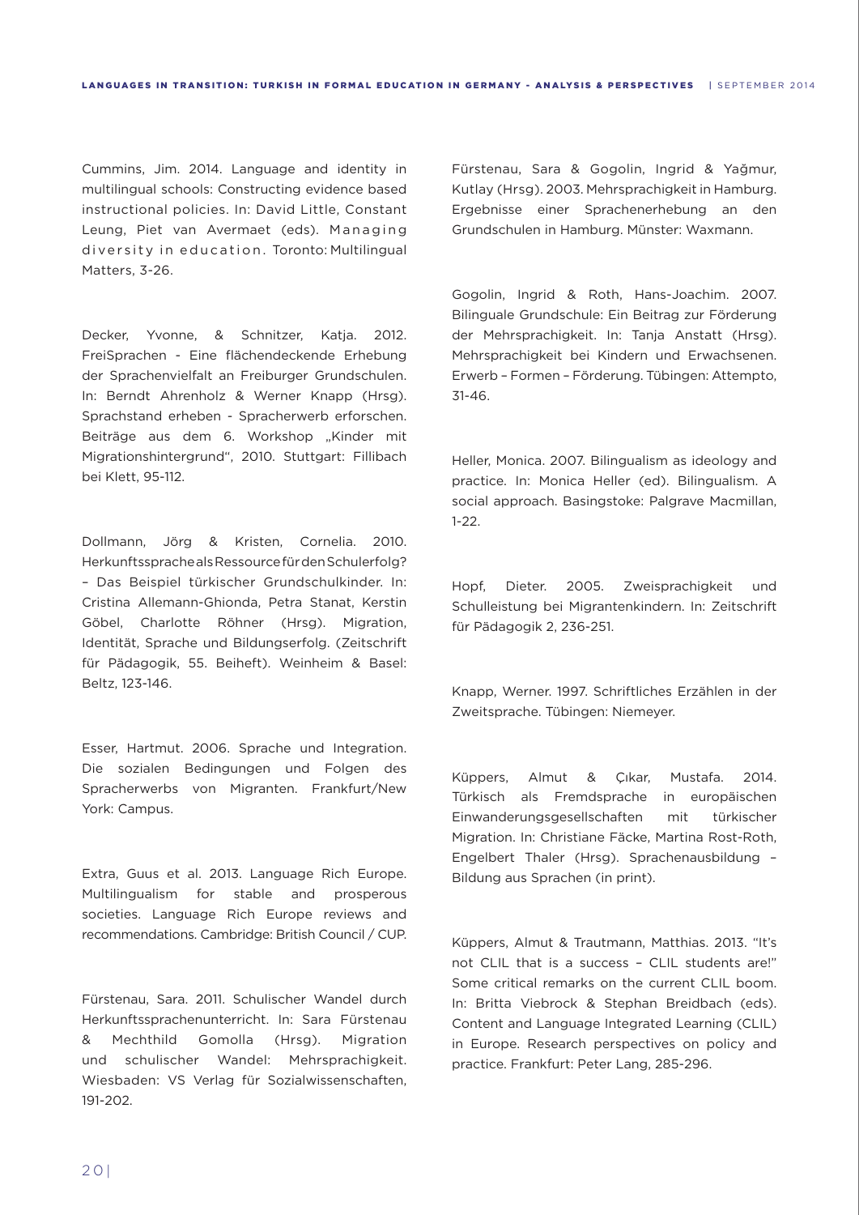Cummins, Jim. 2014. Language and identity in multilingual schools: Constructing evidence based instructional policies. In: David Little, Constant Leung, Piet van Avermaet (eds). Managing diversity in education. Toronto: Multilingual Matters, 3-26.

Decker, Yvonne, & Schnitzer, Katja. 2012. FreiSprachen - Eine flächendeckende Erhebung der Sprachenvielfalt an Freiburger Grundschulen. In: Berndt Ahrenholz & Werner Knapp (Hrsg). Sprachstand erheben - Spracherwerb erforschen. Beiträge aus dem 6. Workshop „Kinder mit Migrationshintergrund", 2010. Stuttgart: Fillibach bei Klett, 95-112.

Dollmann, Jörg & Kristen, Cornelia. 2010. Herkunftssprache als Ressource für den Schulerfolg? – Das Beispiel türkischer Grundschulkinder. In: Cristina Allemann-Ghionda, Petra Stanat, Kerstin Göbel, Charlotte Röhner (Hrsg). Migration, Identität, Sprache und Bildungserfolg. (Zeitschrift für Pädagogik, 55. Beiheft). Weinheim & Basel: Beltz, 123-146.

Esser, Hartmut. 2006. Sprache und Integration. Die sozialen Bedingungen und Folgen des Spracherwerbs von Migranten. Frankfurt/New York: Campus.

Extra, Guus et al. 2013. Language Rich Europe. Multilingualism for stable and prosperous societies. Language Rich Europe reviews and recommendations. Cambridge: British Council / CUP.

Fürstenau, Sara. 2011. Schulischer Wandel durch Herkunftssprachenunterricht. In: Sara Fürstenau & Mechthild Gomolla (Hrsg). Migration und schulischer Wandel: Mehrsprachigkeit. Wiesbaden: VS Verlag für Sozialwissenschaften, 191-202.

Fürstenau, Sara & Gogolin, Ingrid & Yağmur, Kutlay (Hrsg). 2003. Mehrsprachigkeit in Hamburg. Ergebnisse einer Sprachenerhebung an den Grundschulen in Hamburg. Münster: Waxmann.

Gogolin, Ingrid & Roth, Hans-Joachim. 2007. Bilinguale Grundschule: Ein Beitrag zur Förderung der Mehrsprachigkeit. In: Tanja Anstatt (Hrsg). Mehrsprachigkeit bei Kindern und Erwachsenen. Erwerb – Formen – Förderung. Tübingen: Attempto, 31-46.

Heller, Monica. 2007. Bilingualism as ideology and practice. In: Monica Heller (ed). Bilingualism. A social approach. Basingstoke: Palgrave Macmillan, 1-22.

Hopf, Dieter. 2005. Zweisprachigkeit und Schulleistung bei Migrantenkindern. In: Zeitschrift für Pädagogik 2, 236-251.

Knapp, Werner. 1997. Schriftliches Erzählen in der Zweitsprache. Tübingen: Niemeyer.

Küppers, Almut & Çıkar, Mustafa. 2014. Türkisch als Fremdsprache in europäischen Einwanderungsgesellschaften mit türkischer Migration. In: Christiane Fäcke, Martina Rost-Roth, Engelbert Thaler (Hrsg). Sprachenausbildung – Bildung aus Sprachen (in print).

Küppers, Almut & Trautmann, Matthias. 2013. "It's not CLIL that is a success – CLIL students are!" Some critical remarks on the current CLIL boom. In: Britta Viebrock & Stephan Breidbach (eds). Content and Language Integrated Learning (CLIL) in Europe. Research perspectives on policy and practice. Frankfurt: Peter Lang, 285-296.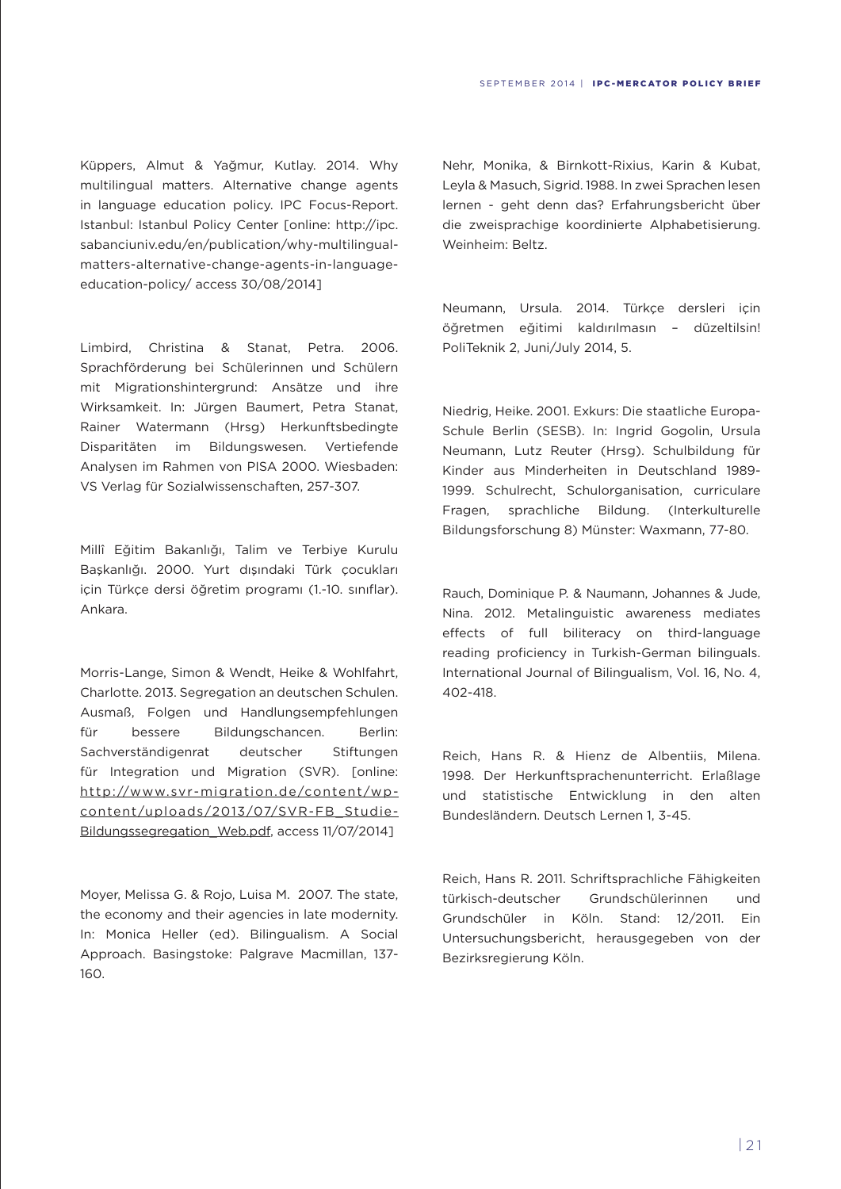Küppers, Almut & Yağmur, Kutlay. 2014. Why multilingual matters. Alternative change agents in language education policy. IPC Focus-Report. Istanbul: Istanbul Policy Center [online: http://ipc.sabanciuniv.edu/en/publication/why-multilingual-matters-alternative-change-agents-in-language-education-policy/ access 30/08/2014]

Limbird, Christina & Stanat, Petra. 2006. Sprachförderung bei Schülerinnen und Schülern mit Migrationshintergrund: Ansätze und ihre Wirksamkeit. In: Jürgen Baumert, Petra Stanat, Rainer Watermann (Hrsg) Herkunftsbedingte Disparitäten im Bildungswesen. Vertiefende Analysen im Rahmen von PISA 2000. Wiesbaden: VS Verlag für Sozialwissenschaften, 257-307.

Millî Eğitim Bakanlığı, Talim ve Terbiye Kurulu Başkanlığı. 2000. Yurt dışındaki Türk çocukları için Türkçe dersi öğretim programı (1.-10. sınıflar). Ankara.

Morris-Lange, Simon & Wendt, Heike & Wohlfahrt, Charlotte. 2013. Segregation an deutschen Schulen. Ausmaß, Folgen und Handlungsempfehlungen für bessere Bildungschancen. Berlin: Sachverständigenrat deutscher Stiftungen für Integration und Migration (SVR). [online: http://www.svr-migration.de/content/wp-content/uploads/2013/07/SVR-FB_Studie-Bildungssegregation_Web.pdf, access 11/07/2014]

Moyer, Melissa G. & Rojo, Luisa M. 2007. The state, the economy and their agencies in late modernity. In: Monica Heller (ed). Bilingualism. A Social Approach. Basingstoke: Palgrave Macmillan, 137-160.

Nehr, Monika, & Birnkott-Rixius, Karin & Kubat, Leyla & Masuch, Sigrid. 1988. In zwei Sprachen lesen lernen - geht denn das? Erfahrungsbericht über die zweisprachige koordinierte Alphabetisierung. Weinheim: Beltz.

Neumann, Ursula. 2014. Türkçe dersleri için öğretmen eğitimi kaldırılmasın – düzeltilsin! PoliTeknik 2, Juni/July 2014, 5.

Niedrig, Heike. 2001. Exkurs: Die staatliche Europa-Schule Berlin (SESB). In: Ingrid Gogolin, Ursula Neumann, Lutz Reuter (Hrsg). Schulbildung für Kinder aus Minderheiten in Deutschland 1989-1999. Schulrecht, Schulorganisation, curriculare Fragen, sprachliche Bildung. (Interkulturelle Bildungsforschung 8) Münster: Waxmann, 77-80.

Rauch, Dominique P. & Naumann, Johannes & Jude, Nina. 2012. Metalinguistic awareness mediates effects of full biliteracy on third-language reading proficiency in Turkish-German bilinguals. International Journal of Bilingualism, Vol. 16, No. 4, 402-418.

Reich, Hans R. & Hienz de Albentiis, Milena. 1998. Der Herkunftsprachenunterricht. Erlaßlage und statistische Entwicklung in den alten Bundesländern. Deutsch Lernen 1, 3-45.

Reich, Hans R. 2011. Schriftsprachliche Fähigkeiten türkisch-deutscher Grundschülerinnen und Grundschüler in Köln. Stand: 12/2011. Ein Untersuchungsbericht, herausgegeben von der Bezirksregierung Köln.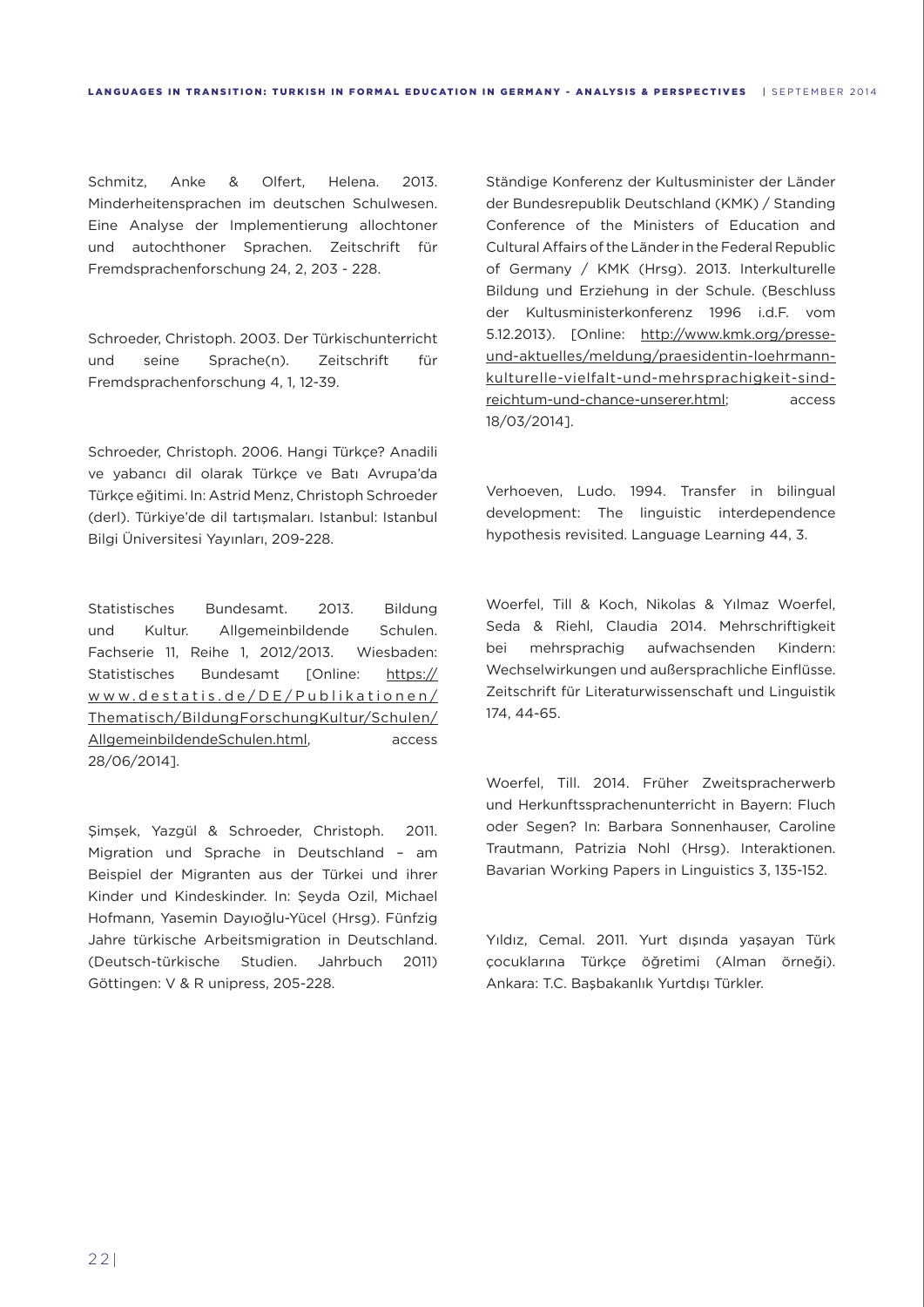Schmitz, Anke & Olfert, Helena. 2013. Minderheitensprachen im deutschen Schulwesen. Eine Analyse der Implementierung allochtoner und autochthoner Sprachen. Zeitschrift für Fremdsprachenforschung 24, 2, 203 - 228.

Schroeder, Christoph. 2003. Der Türkischunterricht und seine Sprache(n). Zeitschrift für Fremdsprachenforschung 4, 1, 12-39.

Schroeder, Christoph. 2006. Hangi Türkçe? Anadili ve yabancı dil olarak Türkçe ve Batı Avrupa'da Türkçe eğitimi. In: Astrid Menz, Christoph Schroeder (derl). Türkiye'de dil tartışmaları. Istanbul: Istanbul Bilgi Üniversitesi Yayınları, 209-228.

Statistisches Bundesamt. 2013. Bildung und Kultur. Allgemeinbildende Schulen. Fachserie 11, Reihe 1, 2012/2013. Wiesbaden: Statistisches Bundesamt [Online: https://www.destatis.de/DE/Publikationen/Thematisch/BildungForschungKultur/Schulen/AllgemeinbildendeSchulen.html, access 28/06/2014].

Şimşek, Yazgül & Schroeder, Christoph. 2011. Migration und Sprache in Deutschland – am Beispiel der Migranten aus der Türkei und ihrer Kinder und Kindeskinder. In: Şeyda Ozil, Michael Hofmann, Yasemin Dayıoğlu-Yücel (Hrsg). Fünfzig Jahre türkische Arbeitsmigration in Deutschland. (Deutsch-türkische Studien. Jahrbuch 2011) Göttingen: V & R unipress, 205-228.

Ständige Konferenz der Kultusminister der Länder der Bundesrepublik Deutschland (KMK) / Standing Conference of the Ministers of Education and Cultural Affairs of the Länder in the Federal Republic of Germany / KMK (Hrsg). 2013. Interkulturelle Bildung und Erziehung in der Schule. (Beschluss der Kultusministerkonferenz 1996 i.d.F. vom 5.12.2013). [Online: http://www.kmk.org/presse-und-aktuelles/meldung/praesidentin-loehrmann-kulturelle-vielfalt-und-mehrsprachigkeit-sind-reichtum-und-chance-unserer.html; access 18/03/2014].

Verhoeven, Ludo. 1994. Transfer in bilingual development: The linguistic interdependence hypothesis revisited. Language Learning 44, 3.

Woerfel, Till & Koch, Nikolas & Yılmaz Woerfel, Seda & Riehl, Claudia 2014. Mehrschriftigkeit bei mehrsprachig aufwachsenden Kindern: Wechselwirkungen und außersprachliche Einflüsse. Zeitschrift für Literaturwissenschaft und Linguistik 174, 44-65.

Woerfel, Till. 2014. Früher Zweitspracherwerb und Herkunftssprachenunterricht in Bayern: Fluch oder Segen? In: Barbara Sonnenhauser, Caroline Trautmann, Patrizia Nohl (Hrsg). Interaktionen. Bavarian Working Papers in Linguistics 3, 135-152.

Yıldız, Cemal. 2011. Yurt dışında yaşayan Türk çocuklarına Türkçe öğretimi (Alman örneği). Ankara: T.C. Başbakanlık Yurtdışı Türkler.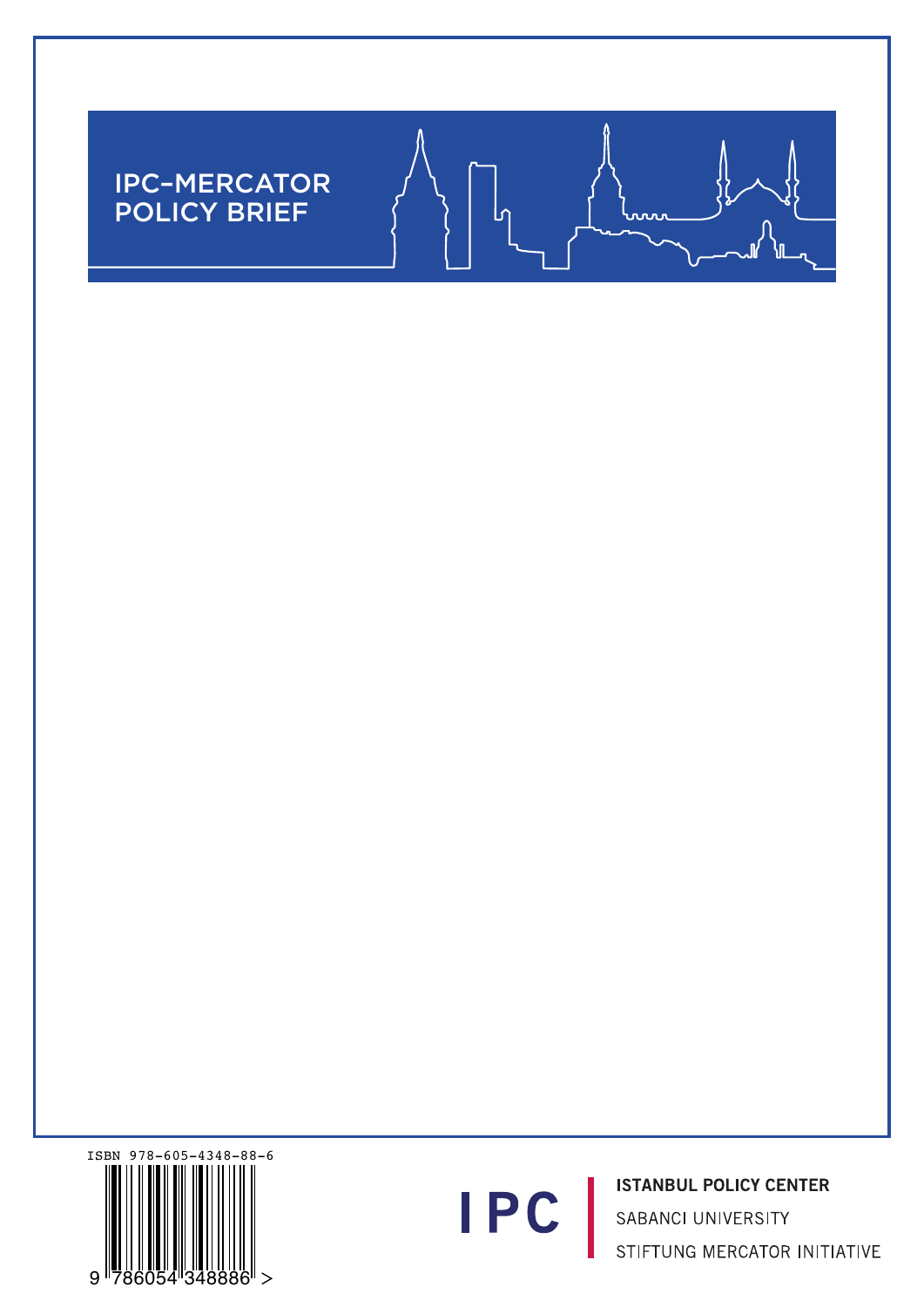IPC–MERCATOR
POLICY BRIEF

ISBN 978-605-4348-88-6

9 786054 348886 >

IPC

ISTANBUL POLICY CENTER

SABANCI UNIVERSITY

STIFTUNG MERCATOR INITIATIVE